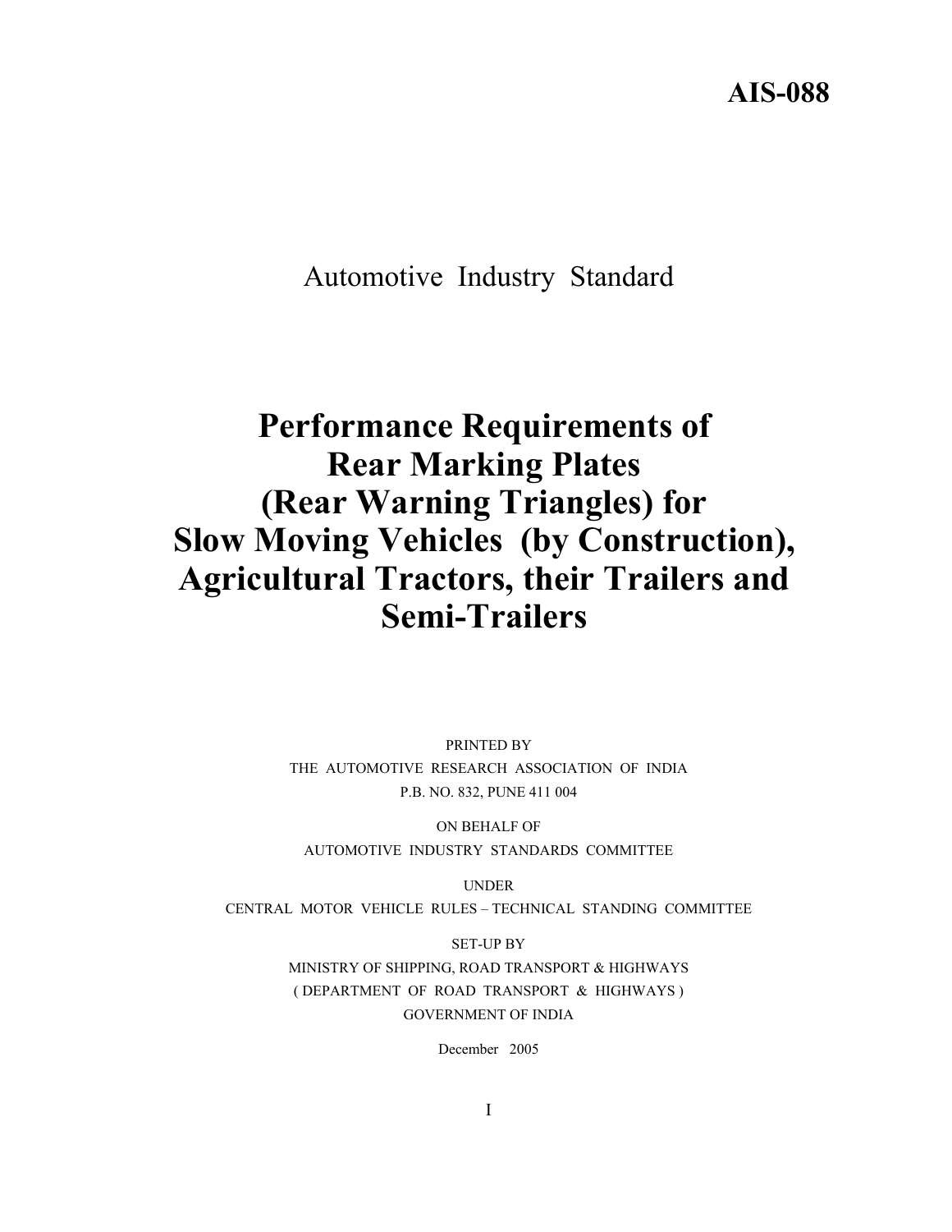**AIS-088**

Automotive Industry Standard

# Performance Requirements of Rear Marking Plates (Rear Warning Triangles) for Slow Moving Vehicles (by Construction), Agricultural Tractors, their Trailers and Semi-Trailers

PRINTED BY
THE AUTOMOTIVE RESEARCH ASSOCIATION OF INDIA
P.B. NO. 832, PUNE 411 004

ON BEHALF OF
AUTOMOTIVE INDUSTRY STANDARDS COMMITTEE

UNDER
CENTRAL MOTOR VEHICLE RULES – TECHNICAL STANDING COMMITTEE

SET-UP BY
MINISTRY OF SHIPPING, ROAD TRANSPORT & HIGHWAYS
( DEPARTMENT OF ROAD TRANSPORT & HIGHWAYS )
GOVERNMENT OF INDIA

December 2005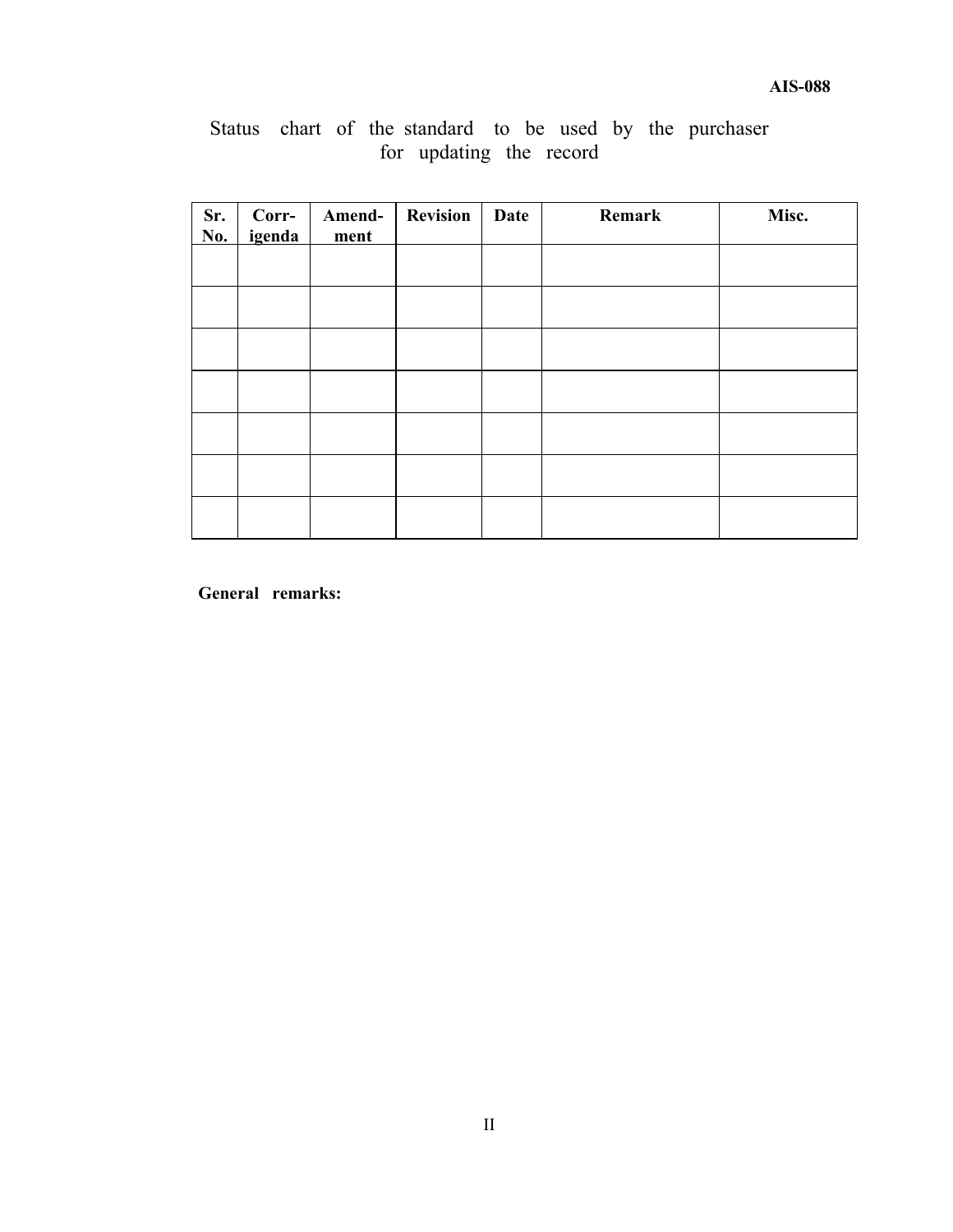Status chart of the standard to be used by the purchaser for updating the record

| Sr. No. | Corr-igenda | Amend-ment | Revision | Date | Remark | Misc. |
|---|---|---|---|---|---|---|
| | | | | | | |
| | | | | | | |
| | | | | | | |
| | | | | | | |
| | | | | | | |
| | | | | | | |
| | | | | | | |

**General remarks:**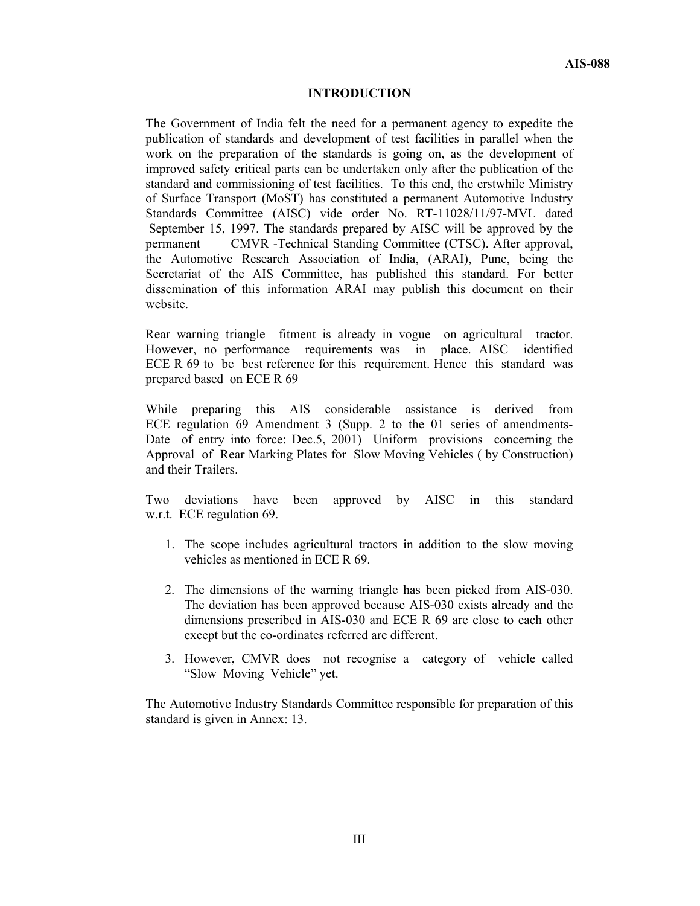# INTRODUCTION

The Government of India felt the need for a permanent agency to expedite the publication of standards and development of test facilities in parallel when the work on the preparation of the standards is going on, as the development of improved safety critical parts can be undertaken only after the publication of the standard and commissioning of test facilities. To this end, the erstwhile Ministry of Surface Transport (MoST) has constituted a permanent Automotive Industry Standards Committee (AISC) vide order No. RT-11028/11/97-MVL dated September 15, 1997. The standards prepared by AISC will be approved by the permanent CMVR -Technical Standing Committee (CTSC). After approval, the Automotive Research Association of India, (ARAI), Pune, being the Secretariat of the AIS Committee, has published this standard. For better dissemination of this information ARAI may publish this document on their website.

Rear warning triangle fitment is already in vogue on agricultural tractor. However, no performance requirements was in place. AISC identified ECE R 69 to be best reference for this requirement. Hence this standard was prepared based on ECE R 69

While preparing this AIS considerable assistance is derived from ECE regulation 69 Amendment 3 (Supp. 2 to the 01 series of amendments- Date of entry into force: Dec.5, 2001) Uniform provisions concerning the Approval of Rear Marking Plates for Slow Moving Vehicles ( by Construction) and their Trailers.

Two deviations have been approved by AISC in this standard w.r.t. ECE regulation 69.

1. The scope includes agricultural tractors in addition to the slow moving vehicles as mentioned in ECE R 69.
2. The dimensions of the warning triangle has been picked from AIS-030. The deviation has been approved because AIS-030 exists already and the dimensions prescribed in AIS-030 and ECE R 69 are close to each other except but the co-ordinates referred are different.
3. However, CMVR does not recognise a category of vehicle called "Slow Moving Vehicle" yet.

The Automotive Industry Standards Committee responsible for preparation of this standard is given in Annex: 13.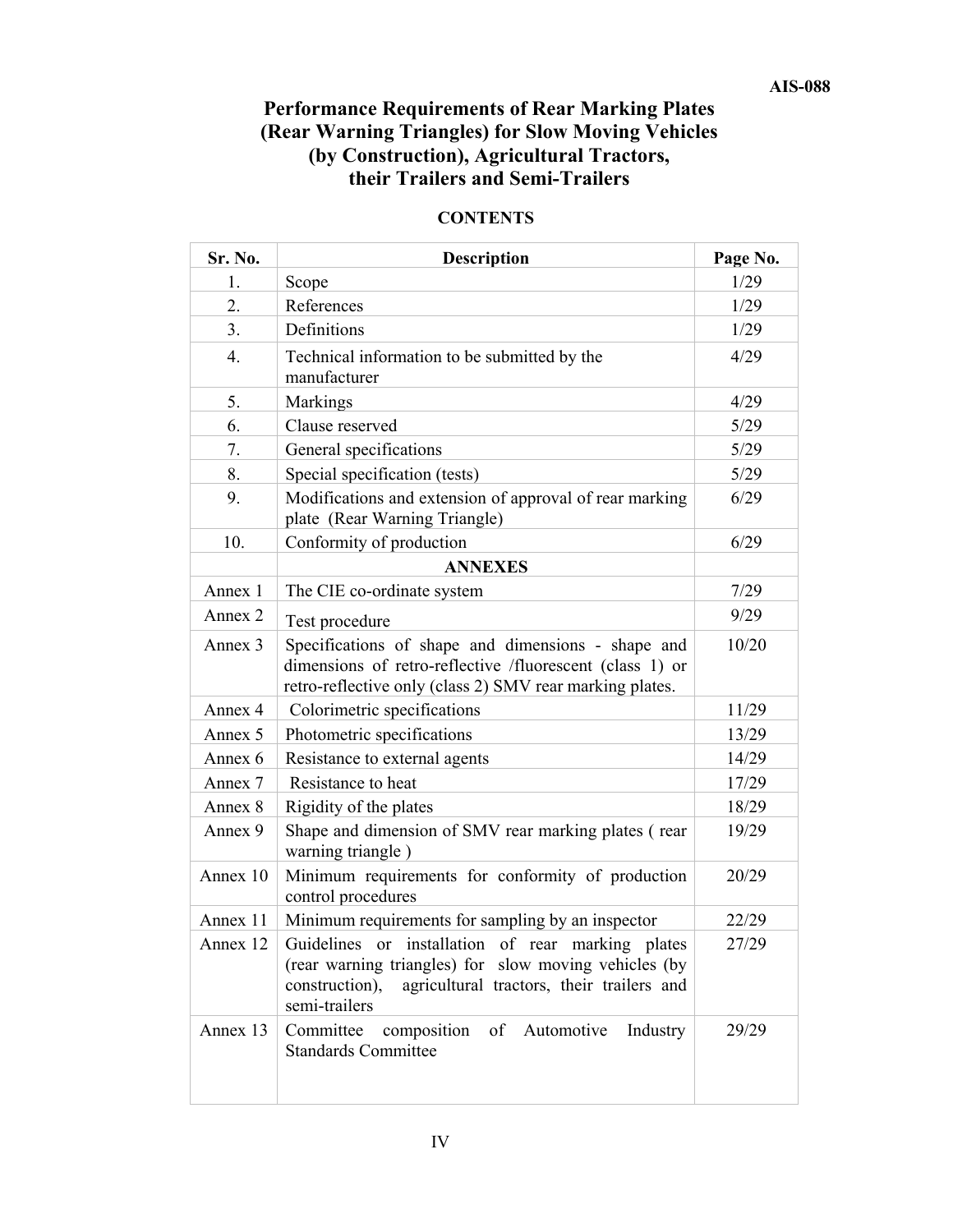# Performance Requirements of Rear Marking Plates (Rear Warning Triangles) for Slow Moving Vehicles (by Construction), Agricultural Tractors, their Trailers and Semi-Trailers

## CONTENTS

| Sr. No. | Description | Page No. |
|---|---|---|
| 1. | Scope | 1/29 |
| 2. | References | 1/29 |
| 3. | Definitions | 1/29 |
| 4. | Technical information to be submitted by the manufacturer | 4/29 |
| 5. | Markings | 4/29 |
| 6. | Clause reserved | 5/29 |
| 7. | General specifications | 5/29 |
| 8. | Special specification (tests) | 5/29 |
| 9. | Modifications and extension of approval of rear marking plate (Rear Warning Triangle) | 6/29 |
| 10. | Conformity of production | 6/29 |
| | **ANNEXES** | |
| Annex 1 | The CIE co-ordinate system | 7/29 |
| Annex 2 | Test procedure | 9/29 |
| Annex 3 | Specifications of shape and dimensions - shape and dimensions of retro-reflective /fluorescent (class 1) or retro-reflective only (class 2) SMV rear marking plates. | 10/20 |
| Annex 4 | Colorimetric specifications | 11/29 |
| Annex 5 | Photometric specifications | 13/29 |
| Annex 6 | Resistance to external agents | 14/29 |
| Annex 7 | Resistance to heat | 17/29 |
| Annex 8 | Rigidity of the plates | 18/29 |
| Annex 9 | Shape and dimension of SMV rear marking plates ( rear warning triangle ) | 19/29 |
| Annex 10 | Minimum requirements for conformity of production control procedures | 20/29 |
| Annex 11 | Minimum requirements for sampling by an inspector | 22/29 |
| Annex 12 | Guidelines or installation of rear marking plates (rear warning triangles) for slow moving vehicles (by construction), agricultural tractors, their trailers and semi-trailers | 27/29 |
| Annex 13 | Committee composition of Automotive Industry Standards Committee | 29/29 |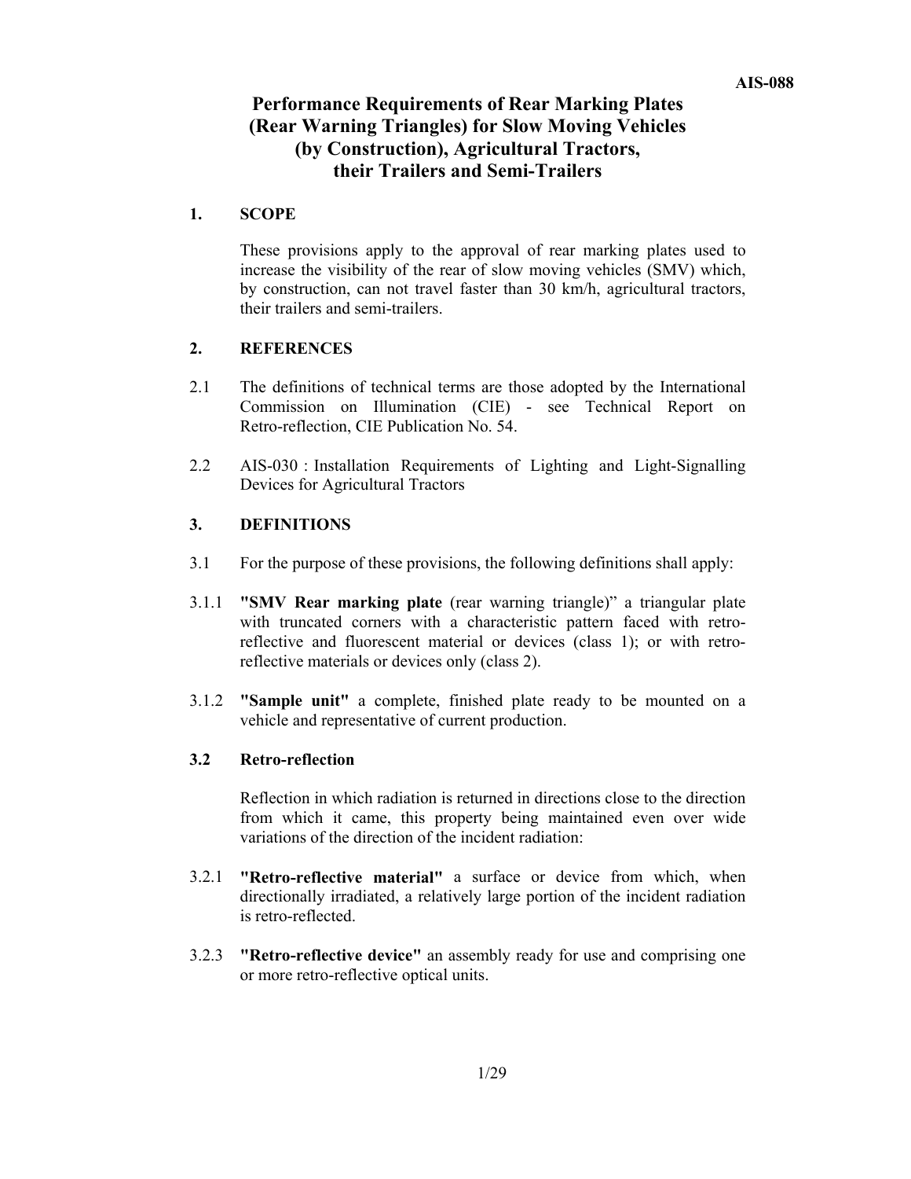# Performance Requirements of Rear Marking Plates (Rear Warning Triangles) for Slow Moving Vehicles (by Construction), Agricultural Tractors, their Trailers and Semi-Trailers

## 1. SCOPE

These provisions apply to the approval of rear marking plates used to increase the visibility of the rear of slow moving vehicles (SMV) which, by construction, can not travel faster than 30 km/h, agricultural tractors, their trailers and semi-trailers.

## 2. REFERENCES

2.1 The definitions of technical terms are those adopted by the International Commission on Illumination (CIE) - see Technical Report on Retro-reflection, CIE Publication No. 54.

2.2 AIS-030 : Installation Requirements of Lighting and Light-Signalling Devices for Agricultural Tractors

## 3. DEFINITIONS

3.1 For the purpose of these provisions, the following definitions shall apply:

3.1.1 **"SMV Rear marking plate** (rear warning triangle)" a triangular plate with truncated corners with a characteristic pattern faced with retro-reflective and fluorescent material or devices (class 1); or with retro-reflective materials or devices only (class 2).

3.1.2 **"Sample unit"** a complete, finished plate ready to be mounted on a vehicle and representative of current production.

### 3.2 Retro-reflection

Reflection in which radiation is returned in directions close to the direction from which it came, this property being maintained even over wide variations of the direction of the incident radiation:

3.2.1 **"Retro-reflective material"** a surface or device from which, when directionally irradiated, a relatively large portion of the incident radiation is retro-reflected.

3.2.3 **"Retro-reflective device"** an assembly ready for use and comprising one or more retro-reflective optical units.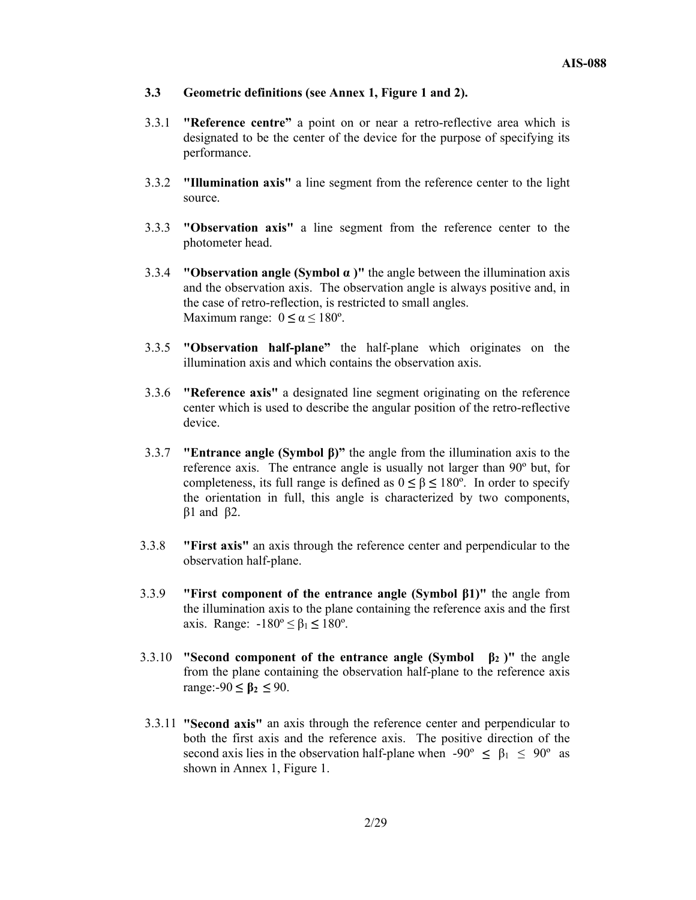### 3.3 Geometric definitions (see Annex 1, Figure 1 and 2).

3.3.1 **"Reference centre"** a point on or near a retro-reflective area which is designated to be the center of the device for the purpose of specifying its performance.

3.3.2 **"Illumination axis"** a line segment from the reference center to the light source.

3.3.3 **"Observation axis"** a line segment from the reference center to the photometer head.

3.3.4 **"Observation angle (Symbol α )"** the angle between the illumination axis and the observation axis. The observation angle is always positive and, in the case of retro-reflection, is restricted to small angles.
Maximum range: $0 \leq \alpha \leq 180°$.

3.3.5 **"Observation half-plane"** the half-plane which originates on the illumination axis and which contains the observation axis.

3.3.6 **"Reference axis"** a designated line segment originating on the reference center which is used to describe the angular position of the retro-reflective device.

3.3.7 **"Entrance angle (Symbol β)"** the angle from the illumination axis to the reference axis. The entrance angle is usually not larger than 90º but, for completeness, its full range is defined as $0 \leq \beta \leq 180°$. In order to specify the orientation in full, this angle is characterized by two components, β1 and β2.

3.3.8 **"First axis"** an axis through the reference center and perpendicular to the observation half-plane.

3.3.9 **"First component of the entrance angle (Symbol β1)"** the angle from the illumination axis to the plane containing the reference axis and the first axis. Range: $-180° \leq \beta_1 \leq 180°$.

3.3.10 **"Second component of the entrance angle (Symbol $\beta_2$ )"** the angle from the plane containing the observation half-plane to the reference axis range: $-90 \leq \beta_2 \leq 90$.

3.3.11 **"Second axis"** an axis through the reference center and perpendicular to both the first axis and the reference axis. The positive direction of the second axis lies in the observation half-plane when $-90° \leq \beta_1 \leq 90°$ as shown in Annex 1, Figure 1.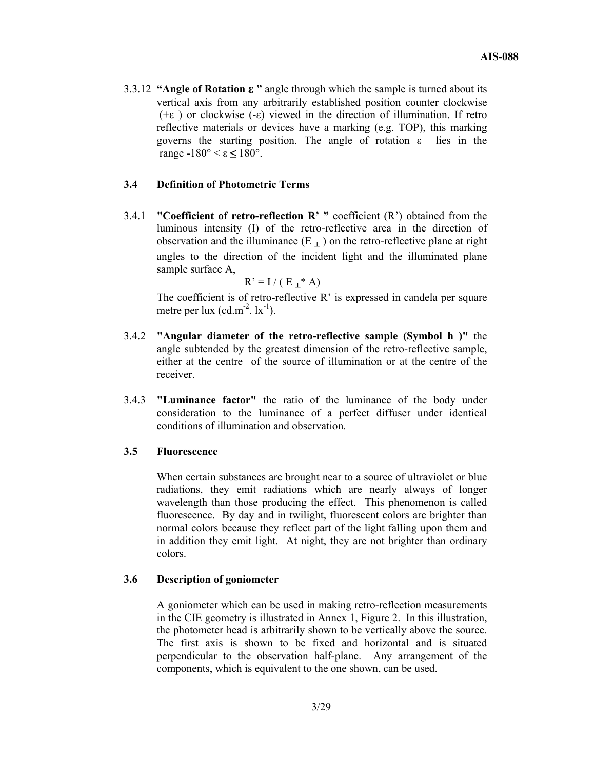3.3.12 **"Angle of Rotation ε "** angle through which the sample is turned about its vertical axis from any arbitrarily established position counter clockwise (+ε ) or clockwise (-ε) viewed in the direction of illumination. If retro reflective materials or devices have a marking (e.g. TOP), this marking governs the starting position. The angle of rotation ε lies in the range $-180° < \varepsilon \leq 180°$.

### 3.4 Definition of Photometric Terms

3.4.1 **"Coefficient of retro-reflection R' "** coefficient (R') obtained from the luminous intensity (I) of the retro-reflective area in the direction of observation and the illuminance ($E_{\perp}$) on the retro-reflective plane at right angles to the direction of the incident light and the illuminated plane sample surface A,

$$R' = I / ( E_{\perp} * A)$$

The coefficient is of retro-reflective R' is expressed in candela per square metre per lux ($cd.m^{-2}. lx^{-1}$).

3.4.2 **"Angular diameter of the retro-reflective sample (Symbol h )"** the angle subtended by the greatest dimension of the retro-reflective sample, either at the centre of the source of illumination or at the centre of the receiver.

3.4.3 **"Luminance factor"** the ratio of the luminance of the body under consideration to the luminance of a perfect diffuser under identical conditions of illumination and observation.

### 3.5 Fluorescence

When certain substances are brought near to a source of ultraviolet or blue radiations, they emit radiations which are nearly always of longer wavelength than those producing the effect. This phenomenon is called fluorescence. By day and in twilight, fluorescent colors are brighter than normal colors because they reflect part of the light falling upon them and in addition they emit light. At night, they are not brighter than ordinary colors.

### 3.6 Description of goniometer

A goniometer which can be used in making retro-reflection measurements in the CIE geometry is illustrated in Annex 1, Figure 2. In this illustration, the photometer head is arbitrarily shown to be vertically above the source. The first axis is shown to be fixed and horizontal and is situated perpendicular to the observation half-plane. Any arrangement of the components, which is equivalent to the one shown, can be used.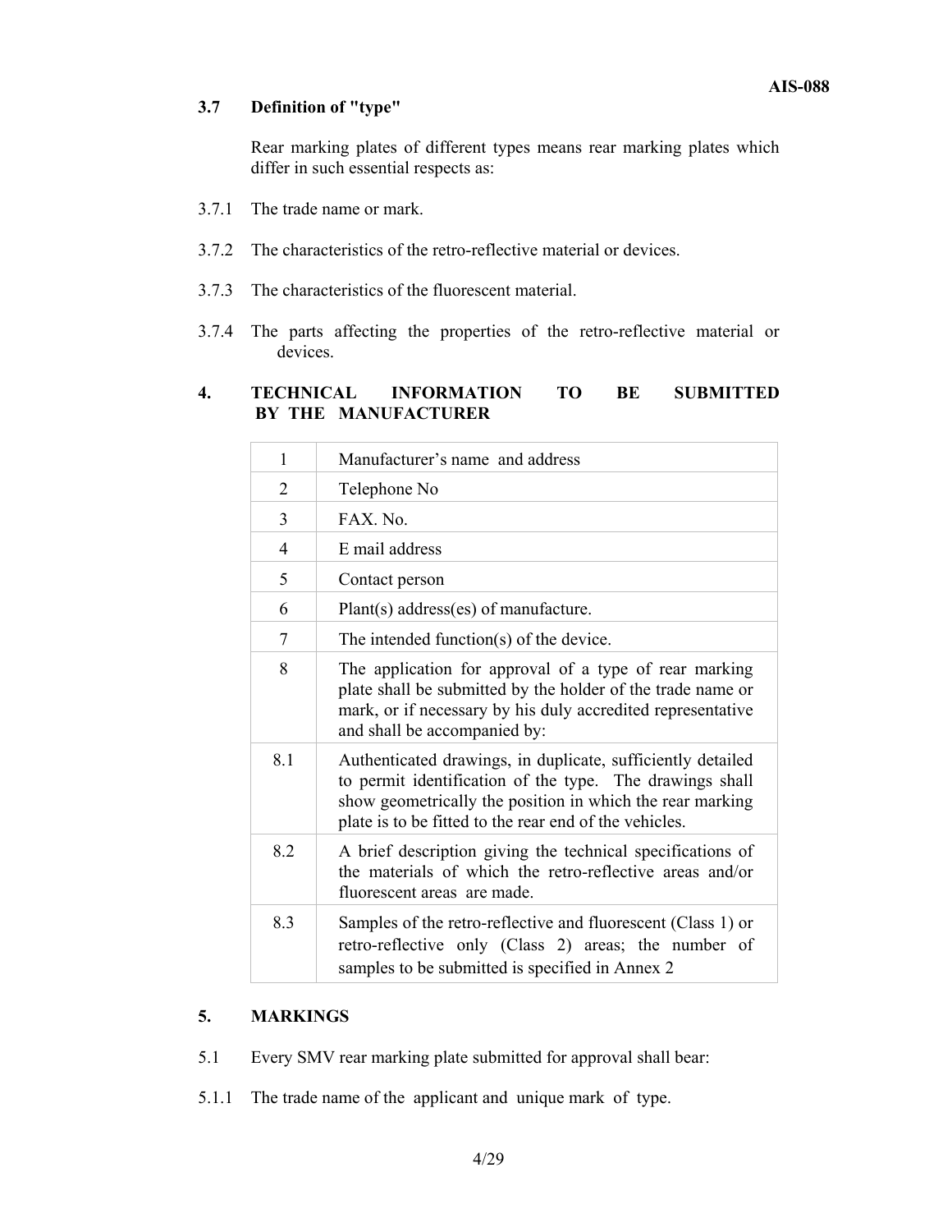### 3.7 Definition of "type"

Rear marking plates of different types means rear marking plates which differ in such essential respects as:

3.7.1 The trade name or mark.

3.7.2 The characteristics of the retro-reflective material or devices.

3.7.3 The characteristics of the fluorescent material.

3.7.4 The parts affecting the properties of the retro-reflective material or devices.

## 4. TECHNICAL INFORMATION TO BE SUBMITTED BY THE MANUFACTURER

| | |
|---|---|
| 1 | Manufacturer's name and address |
| 2 | Telephone No |
| 3 | FAX. No. |
| 4 | E mail address |
| 5 | Contact person |
| 6 | Plant(s) address(es) of manufacture. |
| 7 | The intended function(s) of the device. |
| 8 | The application for approval of a type of rear marking plate shall be submitted by the holder of the trade name or mark, or if necessary by his duly accredited representative and shall be accompanied by: |
| 8.1 | Authenticated drawings, in duplicate, sufficiently detailed to permit identification of the type. The drawings shall show geometrically the position in which the rear marking plate is to be fitted to the rear end of the vehicles. |
| 8.2 | A brief description giving the technical specifications of the materials of which the retro-reflective areas and/or fluorescent areas are made. |
| 8.3 | Samples of the retro-reflective and fluorescent (Class 1) or retro-reflective only (Class 2) areas; the number of samples to be submitted is specified in Annex 2 |

## 5. MARKINGS

5.1 Every SMV rear marking plate submitted for approval shall bear:

5.1.1 The trade name of the applicant and unique mark of type.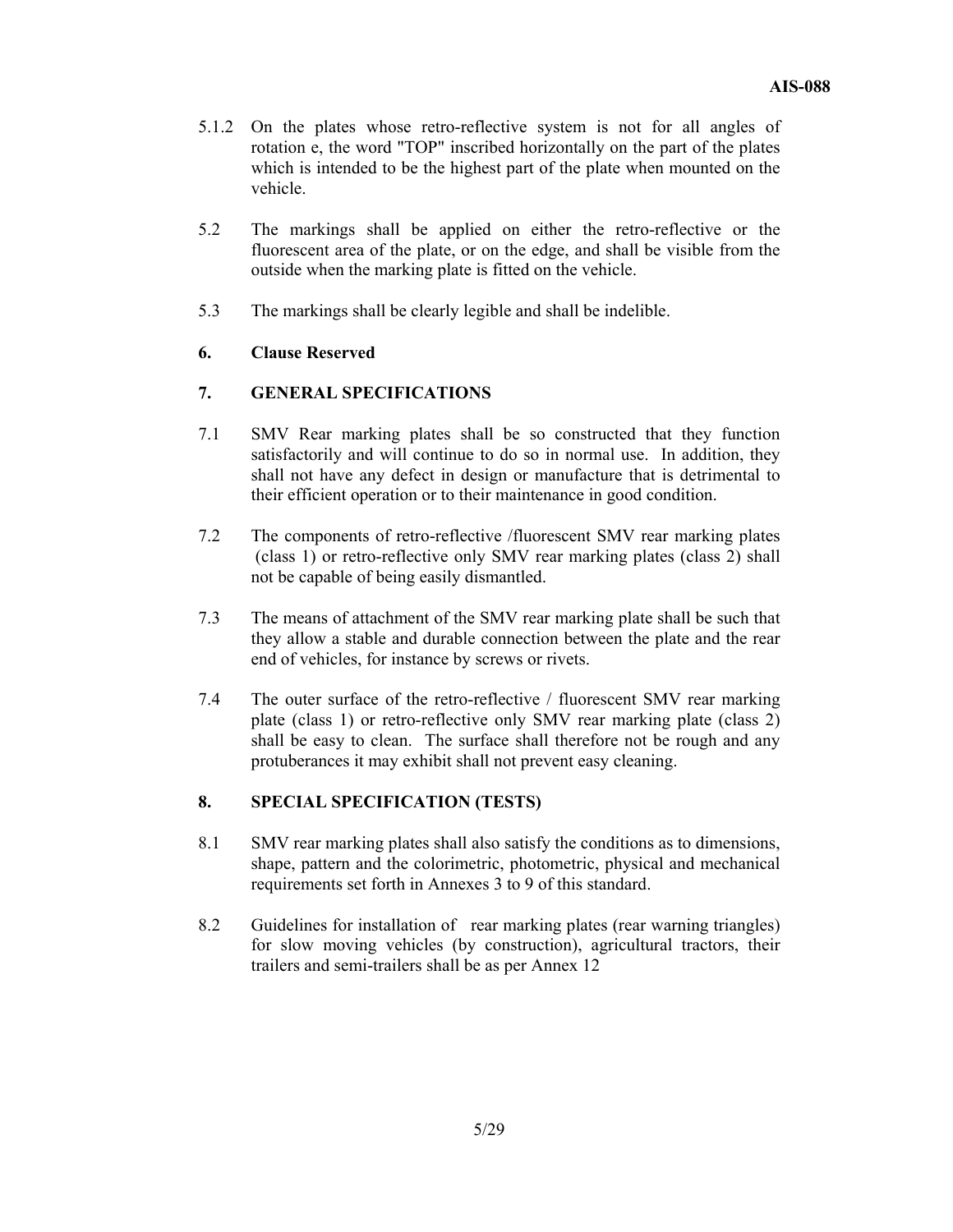5.1.2 On the plates whose retro-reflective system is not for all angles of rotation e, the word "TOP" inscribed horizontally on the part of the plates which is intended to be the highest part of the plate when mounted on the vehicle.

5.2 The markings shall be applied on either the retro-reflective or the fluorescent area of the plate, or on the edge, and shall be visible from the outside when the marking plate is fitted on the vehicle.

5.3 The markings shall be clearly legible and shall be indelible.

## 6. Clause Reserved

## 7. GENERAL SPECIFICATIONS

7.1 SMV Rear marking plates shall be so constructed that they function satisfactorily and will continue to do so in normal use. In addition, they shall not have any defect in design or manufacture that is detrimental to their efficient operation or to their maintenance in good condition.

7.2 The components of retro-reflective /fluorescent SMV rear marking plates (class 1) or retro-reflective only SMV rear marking plates (class 2) shall not be capable of being easily dismantled.

7.3 The means of attachment of the SMV rear marking plate shall be such that they allow a stable and durable connection between the plate and the rear end of vehicles, for instance by screws or rivets.

7.4 The outer surface of the retro-reflective / fluorescent SMV rear marking plate (class 1) or retro-reflective only SMV rear marking plate (class 2) shall be easy to clean. The surface shall therefore not be rough and any protuberances it may exhibit shall not prevent easy cleaning.

## 8. SPECIAL SPECIFICATION (TESTS)

8.1 SMV rear marking plates shall also satisfy the conditions as to dimensions, shape, pattern and the colorimetric, photometric, physical and mechanical requirements set forth in Annexes 3 to 9 of this standard.

8.2 Guidelines for installation of rear marking plates (rear warning triangles) for slow moving vehicles (by construction), agricultural tractors, their trailers and semi-trailers shall be as per Annex 12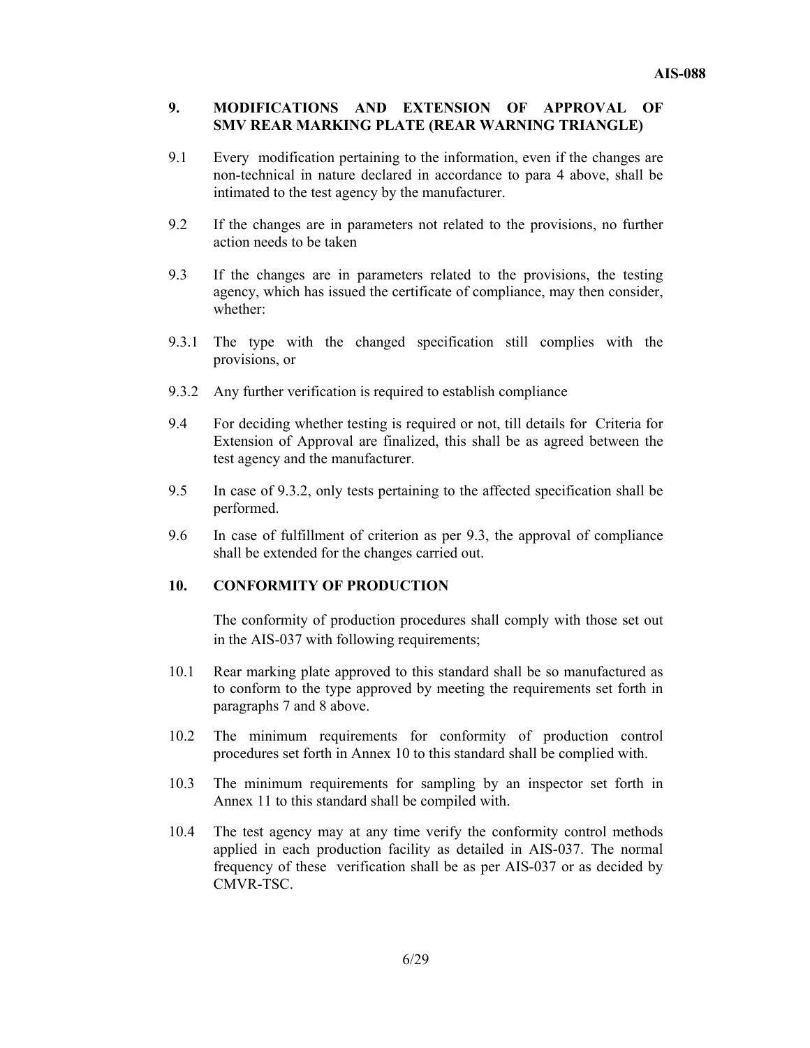## 9. MODIFICATIONS AND EXTENSION OF APPROVAL OF SMV REAR MARKING PLATE (REAR WARNING TRIANGLE)

9.1 Every modification pertaining to the information, even if the changes are non-technical in nature declared in accordance to para 4 above, shall be intimated to the test agency by the manufacturer.

9.2 If the changes are in parameters not related to the provisions, no further action needs to be taken

9.3 If the changes are in parameters related to the provisions, the testing agency, which has issued the certificate of compliance, may then consider, whether:

9.3.1 The type with the changed specification still complies with the provisions, or

9.3.2 Any further verification is required to establish compliance

9.4 For deciding whether testing is required or not, till details for Criteria for Extension of Approval are finalized, this shall be as agreed between the test agency and the manufacturer.

9.5 In case of 9.3.2, only tests pertaining to the affected specification shall be performed.

9.6 In case of fulfillment of criterion as per 9.3, the approval of compliance shall be extended for the changes carried out.

## 10. CONFORMITY OF PRODUCTION

The conformity of production procedures shall comply with those set out in the AIS-037 with following requirements;

10.1 Rear marking plate approved to this standard shall be so manufactured as to conform to the type approved by meeting the requirements set forth in paragraphs 7 and 8 above.

10.2 The minimum requirements for conformity of production control procedures set forth in Annex 10 to this standard shall be complied with.

10.3 The minimum requirements for sampling by an inspector set forth in Annex 11 to this standard shall be compiled with.

10.4 The test agency may at any time verify the conformity control methods applied in each production facility as detailed in AIS-037. The normal frequency of these verification shall be as per AIS-037 or as decided by CMVR-TSC.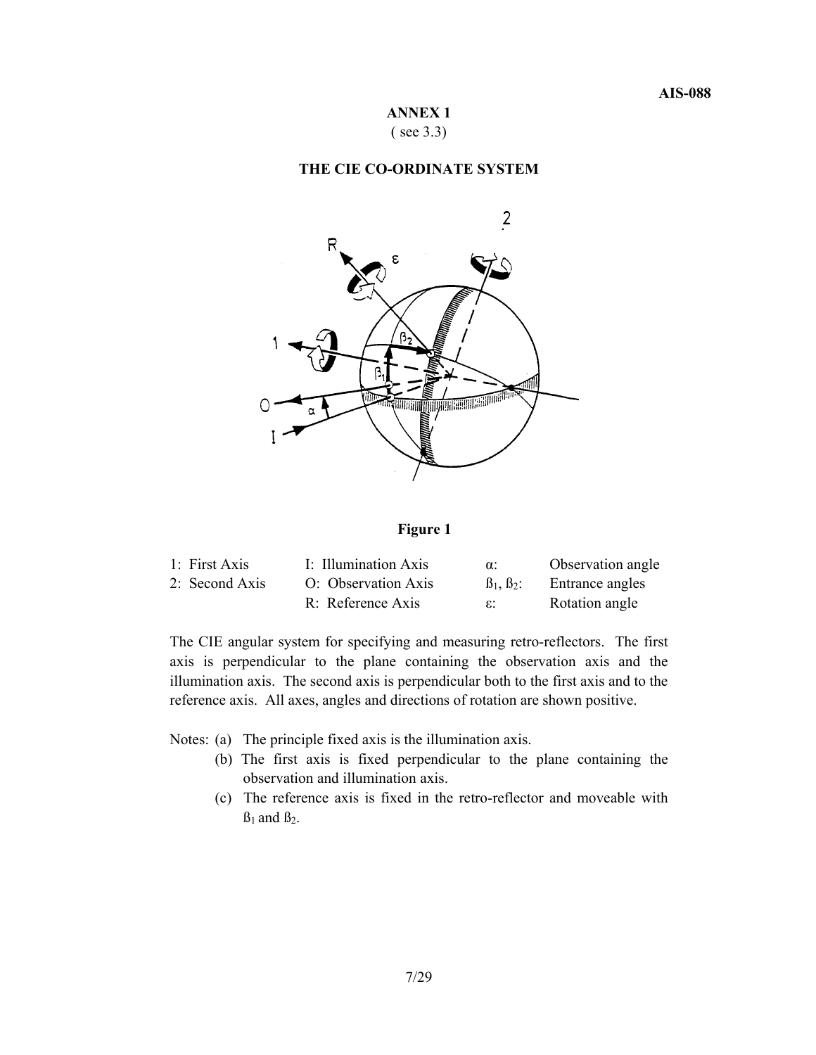## ANNEX 1

( see 3.3)

### THE CIE CO-ORDINATE SYSTEM

**Figure 1**

| | | | |
|---|---|---|---|
| 1: First Axis | I: Illumination Axis | $\alpha$: | Observation angle |
| 2: Second Axis | O: Observation Axis | $\beta_1$, $\beta_2$: | Entrance angles |
| | R: Reference Axis | $\varepsilon$: | Rotation angle |

The CIE angular system for specifying and measuring retro-reflectors. The first axis is perpendicular to the plane containing the observation axis and the illumination axis. The second axis is perpendicular both to the first axis and to the reference axis. All axes, angles and directions of rotation are shown positive.

Notes: (a) The principle fixed axis is the illumination axis.

(b) The first axis is fixed perpendicular to the plane containing the observation and illumination axis.

(c) The reference axis is fixed in the retro-reflector and moveable with $\beta_1$ and $\beta_2$.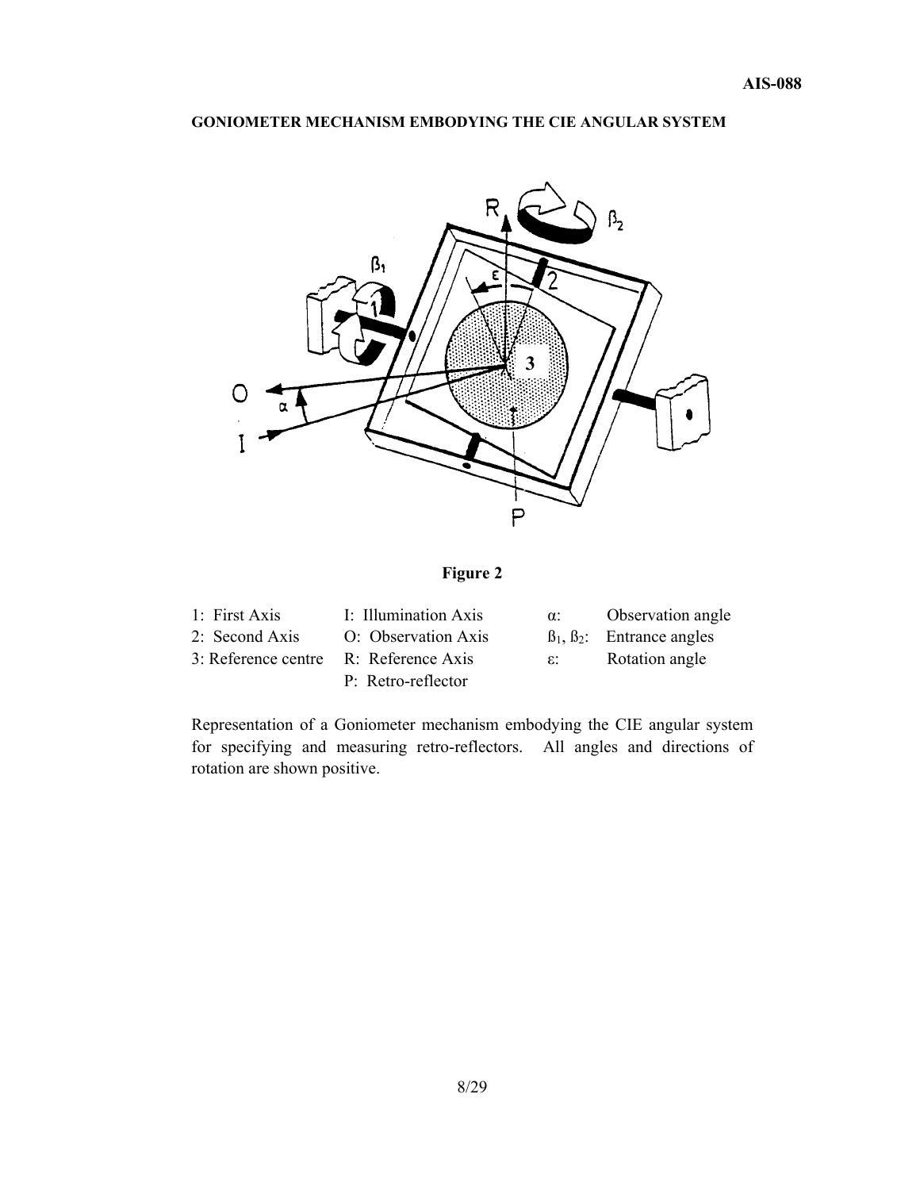**GONIOMETER MECHANISM EMBODYING THE CIE ANGULAR SYSTEM**

**Figure 2**

| | | | |
|---|---|---|---|
| 1: First Axis | I: Illumination Axis | $\alpha$: | Observation angle |
| 2: Second Axis | O: Observation Axis | $\beta_1$, $\beta_2$: | Entrance angles |
| 3: Reference centre | R: Reference Axis | $\varepsilon$: | Rotation angle |
| | P: Retro-reflector | | |

Representation of a Goniometer mechanism embodying the CIE angular system for specifying and measuring retro-reflectors. All angles and directions of rotation are shown positive.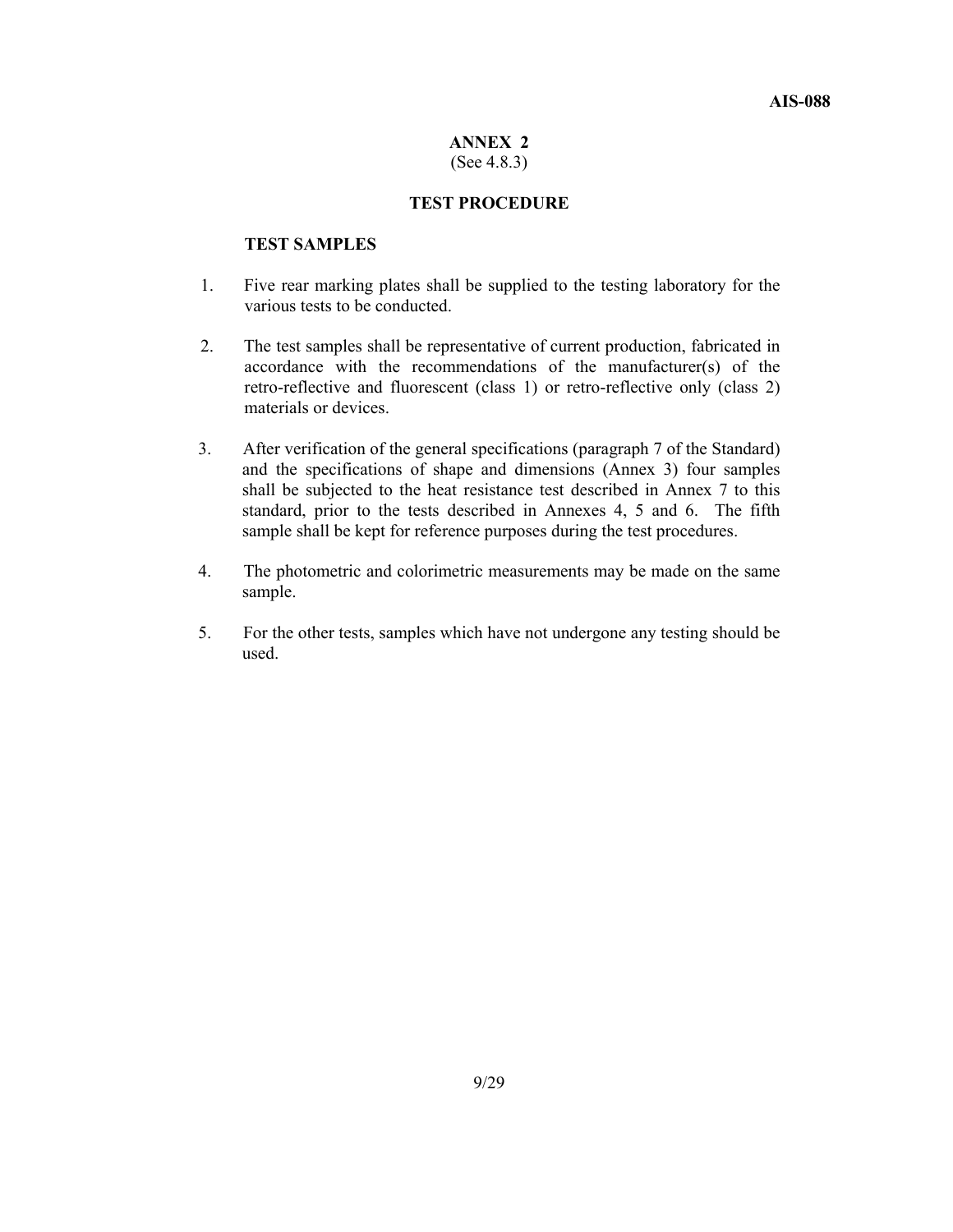# ANNEX 2

(See 4.8.3)

## TEST PROCEDURE

### TEST SAMPLES

1. Five rear marking plates shall be supplied to the testing laboratory for the various tests to be conducted.

2. The test samples shall be representative of current production, fabricated in accordance with the recommendations of the manufacturer(s) of the retro-reflective and fluorescent (class 1) or retro-reflective only (class 2) materials or devices.

3. After verification of the general specifications (paragraph 7 of the Standard) and the specifications of shape and dimensions (Annex 3) four samples shall be subjected to the heat resistance test described in Annex 7 to this standard, prior to the tests described in Annexes 4, 5 and 6. The fifth sample shall be kept for reference purposes during the test procedures.

4. The photometric and colorimetric measurements may be made on the same sample.

5. For the other tests, samples which have not undergone any testing should be used.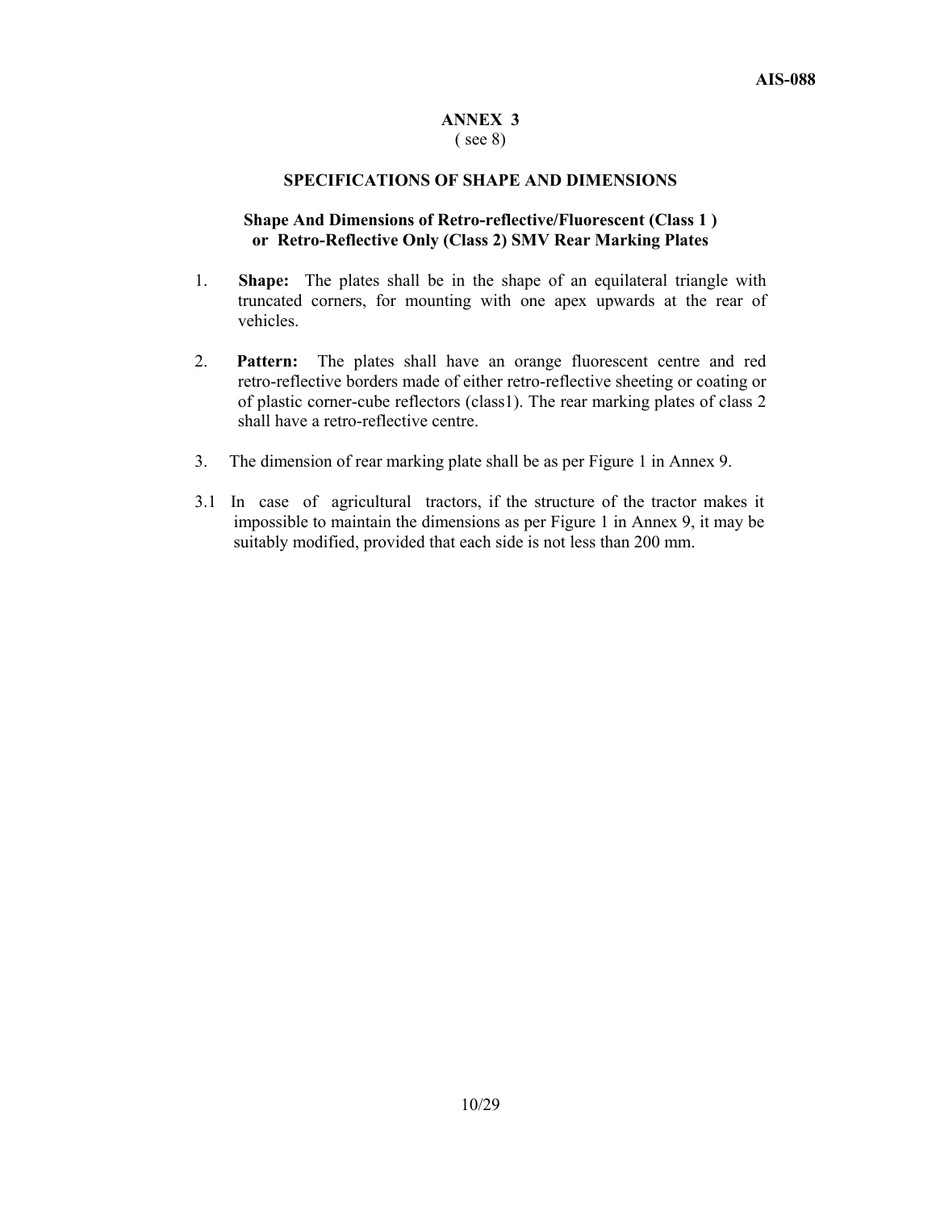# ANNEX 3

( see 8)

## SPECIFICATIONS OF SHAPE AND DIMENSIONS

### Shape And Dimensions of Retro-reflective/Fluorescent (Class 1 ) or Retro-Reflective Only (Class 2) SMV Rear Marking Plates

1. **Shape:** The plates shall be in the shape of an equilateral triangle with truncated corners, for mounting with one apex upwards at the rear of vehicles.

2. **Pattern:** The plates shall have an orange fluorescent centre and red retro-reflective borders made of either retro-reflective sheeting or coating or of plastic corner-cube reflectors (class1). The rear marking plates of class 2 shall have a retro-reflective centre.

3. The dimension of rear marking plate shall be as per Figure 1 in Annex 9.

3.1 In case of agricultural tractors, if the structure of the tractor makes it impossible to maintain the dimensions as per Figure 1 in Annex 9, it may be suitably modified, provided that each side is not less than 200 mm.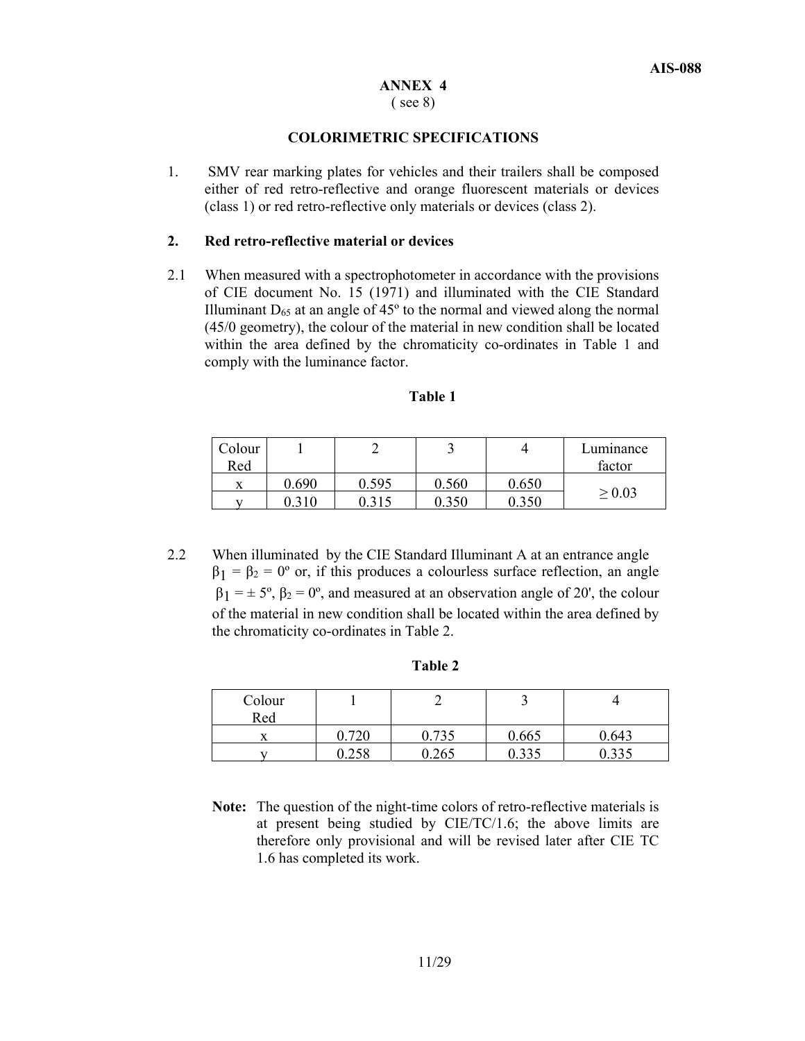# ANNEX 4

( see 8)

## COLORIMETRIC SPECIFICATIONS

1. SMV rear marking plates for vehicles and their trailers shall be composed either of red retro-reflective and orange fluorescent materials or devices (class 1) or red retro-reflective only materials or devices (class 2).

**2. Red retro-reflective material or devices**

2.1 When measured with a spectrophotometer in accordance with the provisions of CIE document No. 15 (1971) and illuminated with the CIE Standard Illuminant $D_{65}$ at an angle of 45º to the normal and viewed along the normal (45/0 geometry), the colour of the material in new condition shall be located within the area defined by the chromaticity co-ordinates in Table 1 and comply with the luminance factor.

**Table 1**

| Colour Red | 1 | 2 | 3 | 4 | Luminance factor |
|---|---|---|---|---|---|
| x | 0.690 | 0.595 | 0.560 | 0.650 | $\geq 0.03$ |
| y | 0.310 | 0.315 | 0.350 | 0.350 | |

2.2 When illuminated by the CIE Standard Illuminant A at an entrance angle $\beta_1 = \beta_2 = 0º$ or, if this produces a colourless surface reflection, an angle $\beta_1 = \pm 5º$, $\beta_2 = 0º$, and measured at an observation angle of 20', the colour of the material in new condition shall be located within the area defined by the chromaticity co-ordinates in Table 2.

**Table 2**

| Colour Red | 1 | 2 | 3 | 4 |
|---|---|---|---|---|
| x | 0.720 | 0.735 | 0.665 | 0.643 |
| y | 0.258 | 0.265 | 0.335 | 0.335 |

**Note:** The question of the night-time colors of retro-reflective materials is at present being studied by CIE/TC/1.6; the above limits are therefore only provisional and will be revised later after CIE TC 1.6 has completed its work.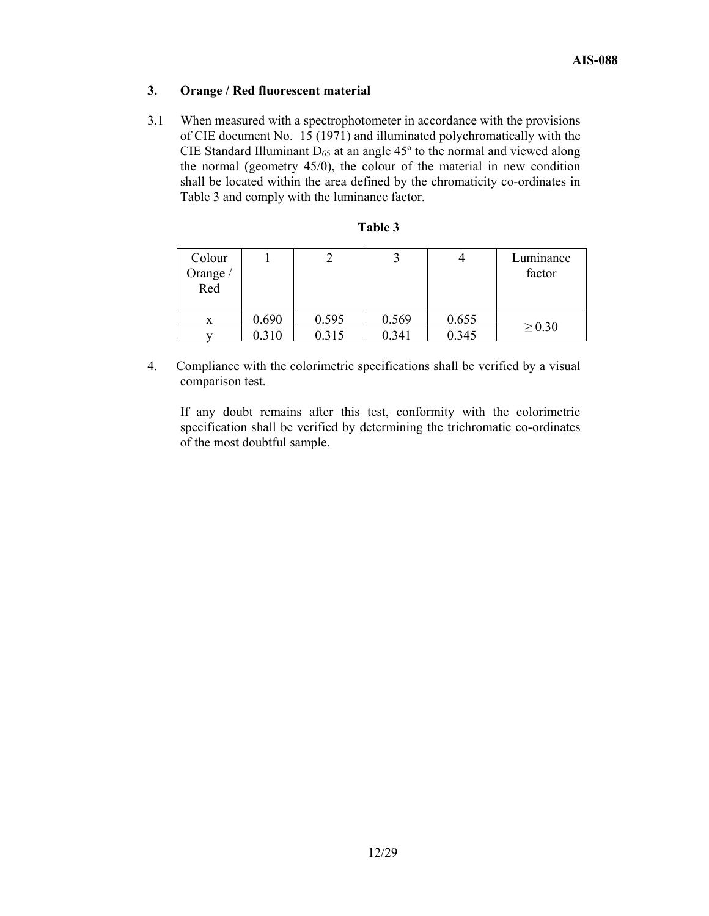### 3. Orange / Red fluorescent material

3.1 When measured with a spectrophotometer in accordance with the provisions of CIE document No. 15 (1971) and illuminated polychromatically with the CIE Standard Illuminant $D_{65}$ at an angle 45º to the normal and viewed along the normal (geometry 45/0), the colour of the material in new condition shall be located within the area defined by the chromaticity co-ordinates in Table 3 and comply with the luminance factor.

**Table 3**

| Colour Orange / Red | 1 | 2 | 3 | 4 | Luminance factor |
|---|---|---|---|---|---|
| x | 0.690 | 0.595 | 0.569 | 0.655 | ≥ 0.30 |
| y | 0.310 | 0.315 | 0.341 | 0.345 | |

4. Compliance with the colorimetric specifications shall be verified by a visual comparison test.

If any doubt remains after this test, conformity with the colorimetric specification shall be verified by determining the trichromatic co-ordinates of the most doubtful sample.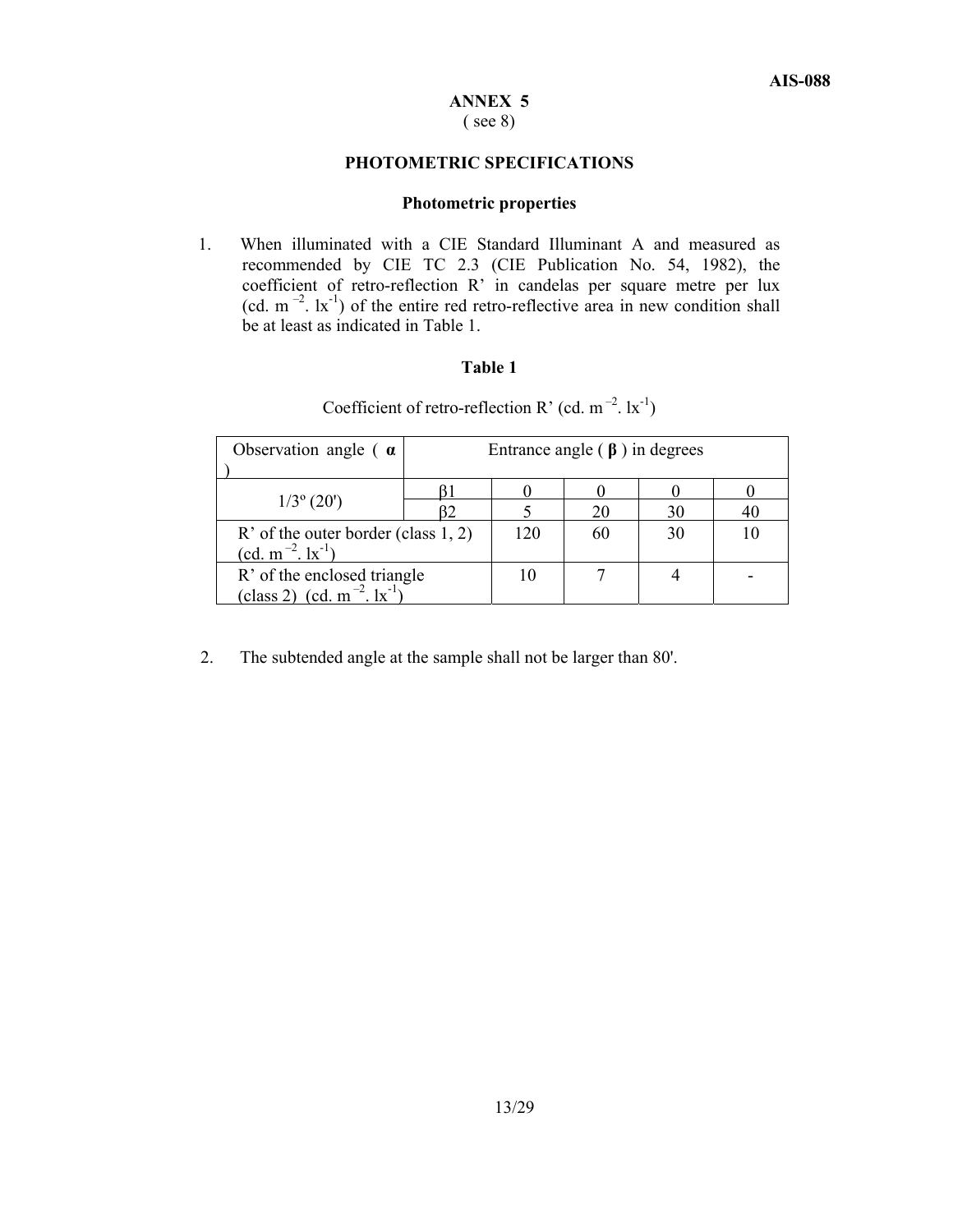# ANNEX 5

( see 8)

## PHOTOMETRIC SPECIFICATIONS

### Photometric properties

1. When illuminated with a CIE Standard Illuminant A and measured as recommended by CIE TC 2.3 (CIE Publication No. 54, 1982), the coefficient of retro-reflection R' in candelas per square metre per lux (cd. $m^{-2}$. $lx^{-1}$) of the entire red retro-reflective area in new condition shall be at least as indicated in Table 1.

**Table 1**

Coefficient of retro-reflection R' (cd. $m^{-2}$. $lx^{-1}$)

| Observation angle ( **α** ) | Entrance angle ( **β** ) in degrees | | | | |
|---|---|---|---|---|---|
| 1/3º (20') | β1 | 0 | 0 | 0 | 0 |
| | β2 | 5 | 20 | 30 | 40 |
| R' of the outer border (class 1, 2) (cd. $m^{-2}$. $lx^{-1}$) | | 120 | 60 | 30 | 10 |
| R' of the enclosed triangle (class 2) (cd. $m^{-2}$. $lx^{-1}$) | | 10 | 7 | 4 | - |

2. The subtended angle at the sample shall not be larger than 80'.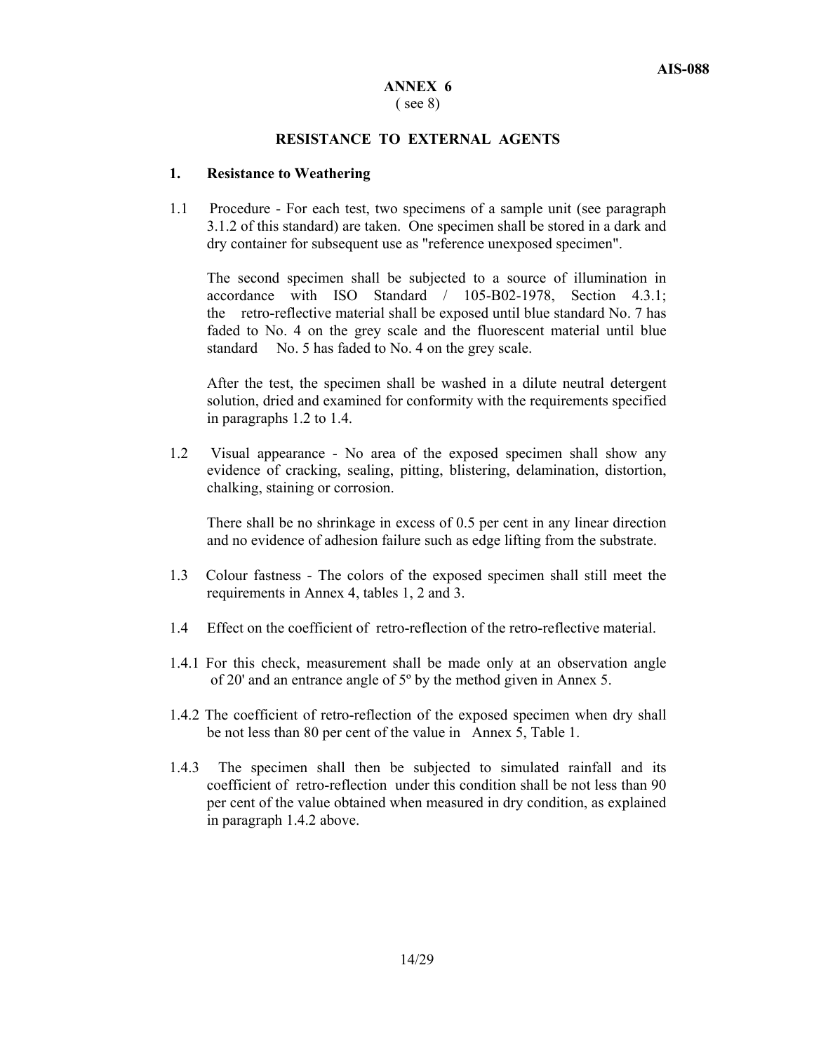## ANNEX 6

( see 8)

### RESISTANCE TO EXTERNAL AGENTS

**1. Resistance to Weathering**

1.1 Procedure - For each test, two specimens of a sample unit (see paragraph 3.1.2 of this standard) are taken. One specimen shall be stored in a dark and dry container for subsequent use as "reference unexposed specimen".

The second specimen shall be subjected to a source of illumination in accordance with ISO Standard / 105-B02-1978, Section 4.3.1; the retro-reflective material shall be exposed until blue standard No. 7 has faded to No. 4 on the grey scale and the fluorescent material until blue standard No. 5 has faded to No. 4 on the grey scale.

After the test, the specimen shall be washed in a dilute neutral detergent solution, dried and examined for conformity with the requirements specified in paragraphs 1.2 to 1.4.

1.2 Visual appearance - No area of the exposed specimen shall show any evidence of cracking, sealing, pitting, blistering, delamination, distortion, chalking, staining or corrosion.

There shall be no shrinkage in excess of 0.5 per cent in any linear direction and no evidence of adhesion failure such as edge lifting from the substrate.

1.3 Colour fastness - The colors of the exposed specimen shall still meet the requirements in Annex 4, tables 1, 2 and 3.

1.4 Effect on the coefficient of retro-reflection of the retro-reflective material.

1.4.1 For this check, measurement shall be made only at an observation angle of 20' and an entrance angle of 5º by the method given in Annex 5.

1.4.2 The coefficient of retro-reflection of the exposed specimen when dry shall be not less than 80 per cent of the value in Annex 5, Table 1.

1.4.3 The specimen shall then be subjected to simulated rainfall and its coefficient of retro-reflection under this condition shall be not less than 90 per cent of the value obtained when measured in dry condition, as explained in paragraph 1.4.2 above.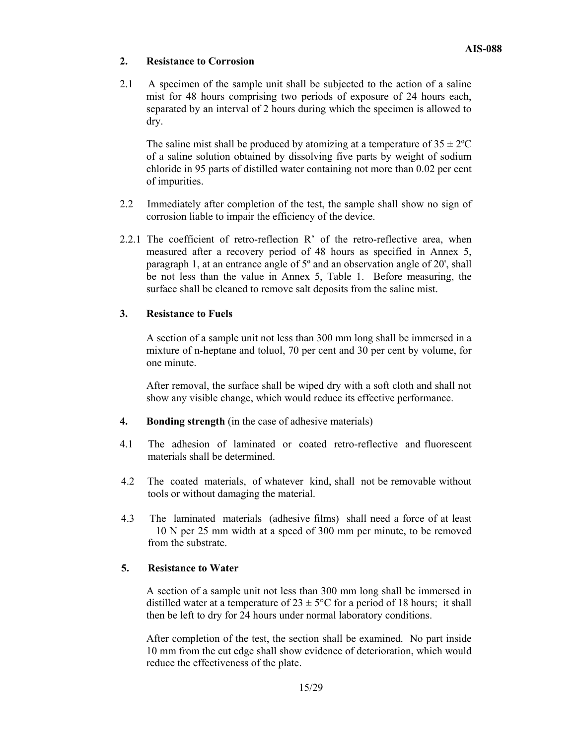## 2. Resistance to Corrosion

2.1 A specimen of the sample unit shall be subjected to the action of a saline mist for 48 hours comprising two periods of exposure of 24 hours each, separated by an interval of 2 hours during which the specimen is allowed to dry.

The saline mist shall be produced by atomizing at a temperature of 35 ± 2ºC of a saline solution obtained by dissolving five parts by weight of sodium chloride in 95 parts of distilled water containing not more than 0.02 per cent of impurities.

2.2 Immediately after completion of the test, the sample shall show no sign of corrosion liable to impair the efficiency of the device.

2.2.1 The coefficient of retro-reflection R' of the retro-reflective area, when measured after a recovery period of 48 hours as specified in Annex 5, paragraph 1, at an entrance angle of 5º and an observation angle of 20', shall be not less than the value in Annex 5, Table 1. Before measuring, the surface shall be cleaned to remove salt deposits from the saline mist.

## 3. Resistance to Fuels

A section of a sample unit not less than 300 mm long shall be immersed in a mixture of n-heptane and toluol, 70 per cent and 30 per cent by volume, for one minute.

After removal, the surface shall be wiped dry with a soft cloth and shall not show any visible change, which would reduce its effective performance.

## 4. Bonding strength (in the case of adhesive materials)

4.1 The adhesion of laminated or coated retro-reflective and fluorescent materials shall be determined.

4.2 The coated materials, of whatever kind, shall not be removable without tools or without damaging the material.

4.3 The laminated materials (adhesive films) shall need a force of at least 10 N per 25 mm width at a speed of 300 mm per minute, to be removed from the substrate.

## 5. Resistance to Water

A section of a sample unit not less than 300 mm long shall be immersed in distilled water at a temperature of 23 ± 5°C for a period of 18 hours; it shall then be left to dry for 24 hours under normal laboratory conditions.

After completion of the test, the section shall be examined. No part inside 10 mm from the cut edge shall show evidence of deterioration, which would reduce the effectiveness of the plate.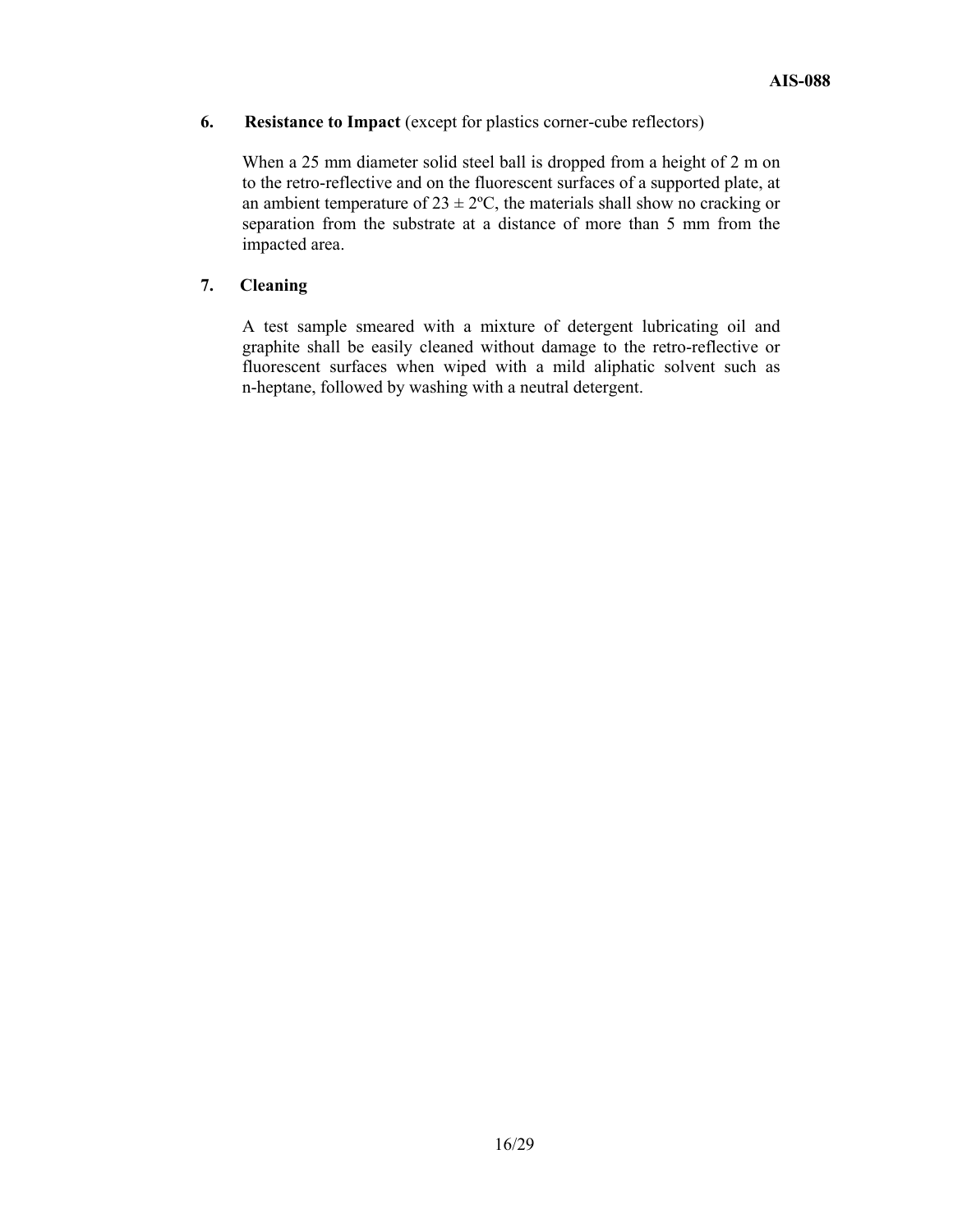## 6. **Resistance to Impact** (except for plastics corner-cube reflectors)

When a 25 mm diameter solid steel ball is dropped from a height of 2 m on to the retro-reflective and on the fluorescent surfaces of a supported plate, at an ambient temperature of $23 \pm 2$ºC, the materials shall show no cracking or separation from the substrate at a distance of more than 5 mm from the impacted area.

## 7. **Cleaning**

A test sample smeared with a mixture of detergent lubricating oil and graphite shall be easily cleaned without damage to the retro-reflective or fluorescent surfaces when wiped with a mild aliphatic solvent such as n-heptane, followed by washing with a neutral detergent.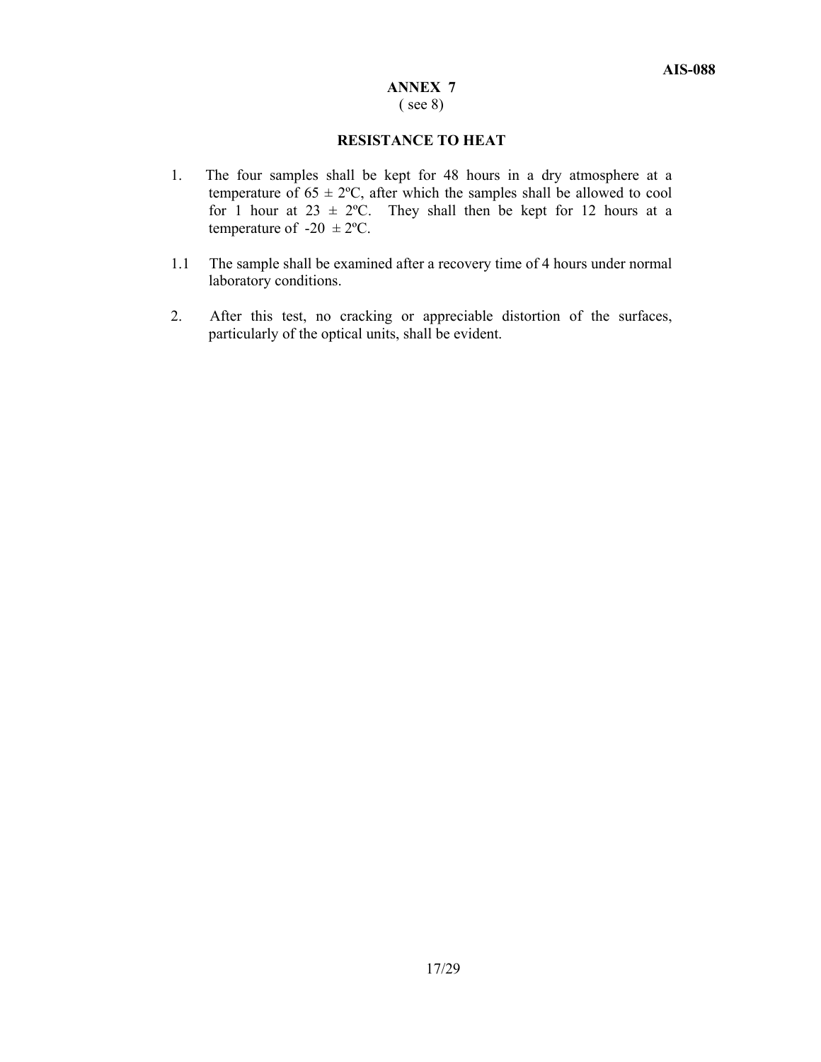## ANNEX 7

( see 8)

### RESISTANCE TO HEAT

1. The four samples shall be kept for 48 hours in a dry atmosphere at a temperature of 65 ± 2ºC, after which the samples shall be allowed to cool for 1 hour at 23 ± 2ºC. They shall then be kept for 12 hours at a temperature of -20 ± 2ºC.

1.1 The sample shall be examined after a recovery time of 4 hours under normal laboratory conditions.

2. After this test, no cracking or appreciable distortion of the surfaces, particularly of the optical units, shall be evident.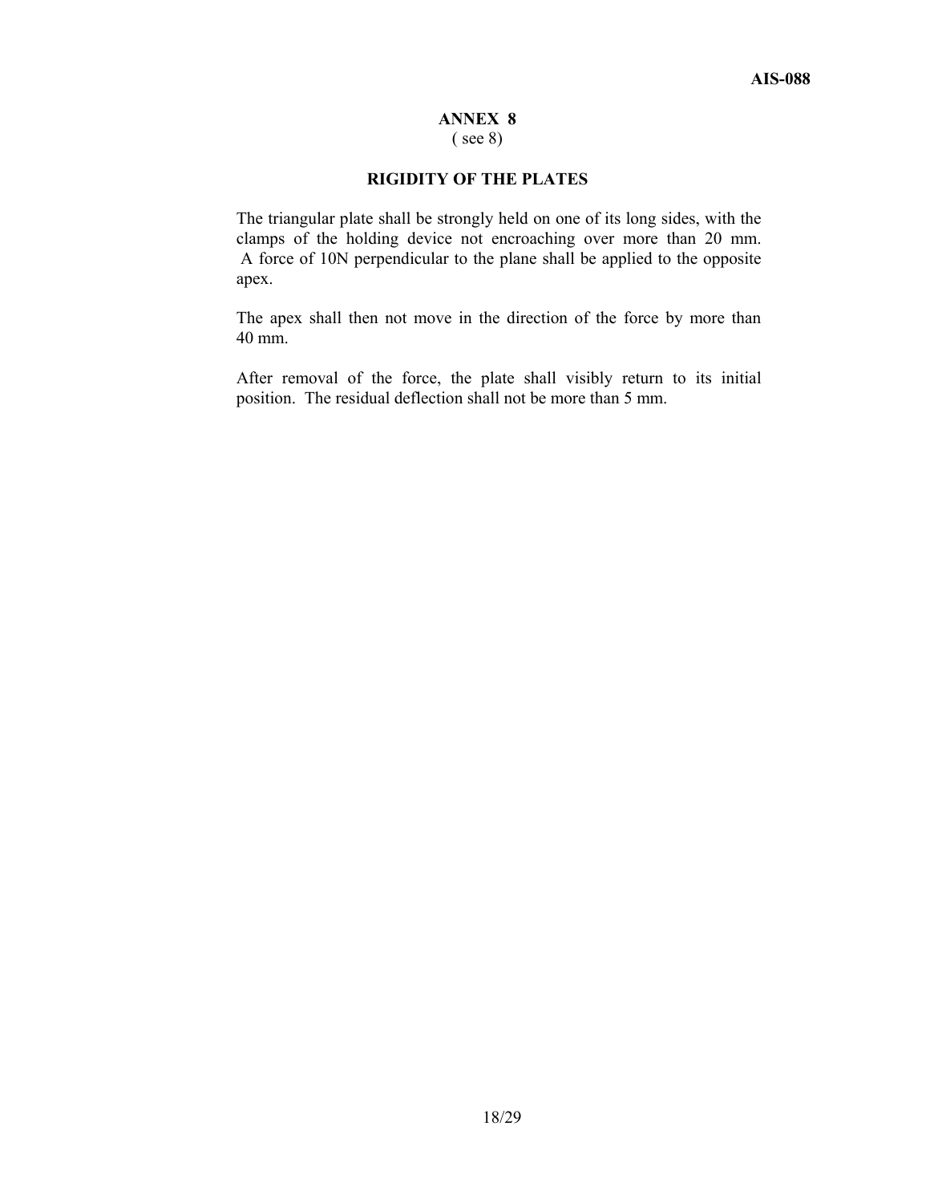# ANNEX 8

( see 8)

## RIGIDITY OF THE PLATES

The triangular plate shall be strongly held on one of its long sides, with the clamps of the holding device not encroaching over more than 20 mm. A force of 10N perpendicular to the plane shall be applied to the opposite apex.

The apex shall then not move in the direction of the force by more than 40 mm.

After removal of the force, the plate shall visibly return to its initial position. The residual deflection shall not be more than 5 mm.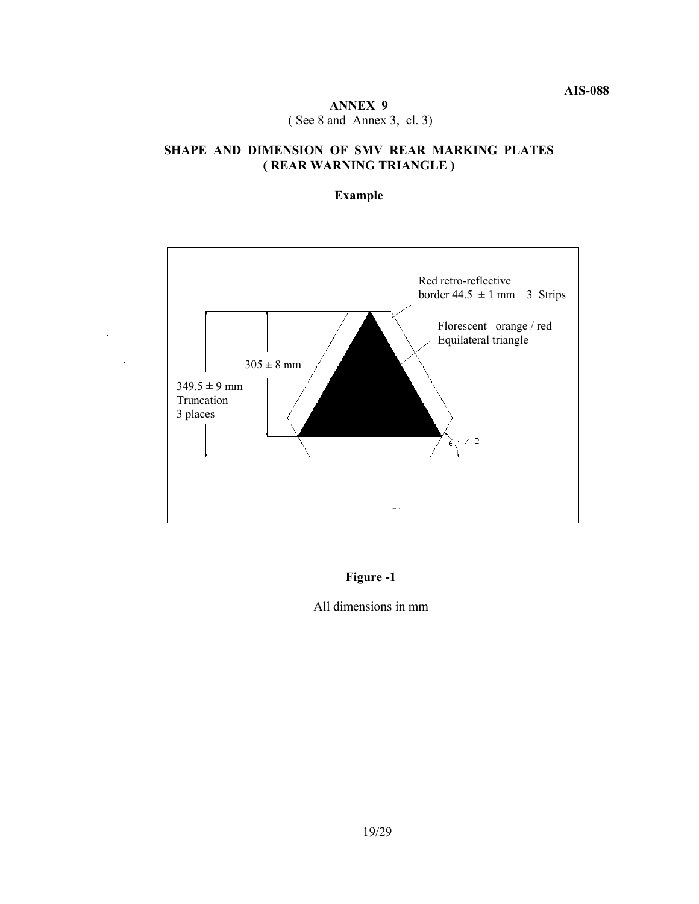## ANNEX 9

( See 8 and Annex 3, cl. 3)

### SHAPE AND DIMENSION OF SMV REAR MARKING PLATES ( REAR WARNING TRIANGLE )

**Example**

Red retro-reflective border 44.5 ± 1 mm 3 Strips

Florescent orange / red Equilateral triangle

305 ± 8 mm

349.5 ± 9 mm Truncation 3 places

60+/-2

**Figure -1**

All dimensions in mm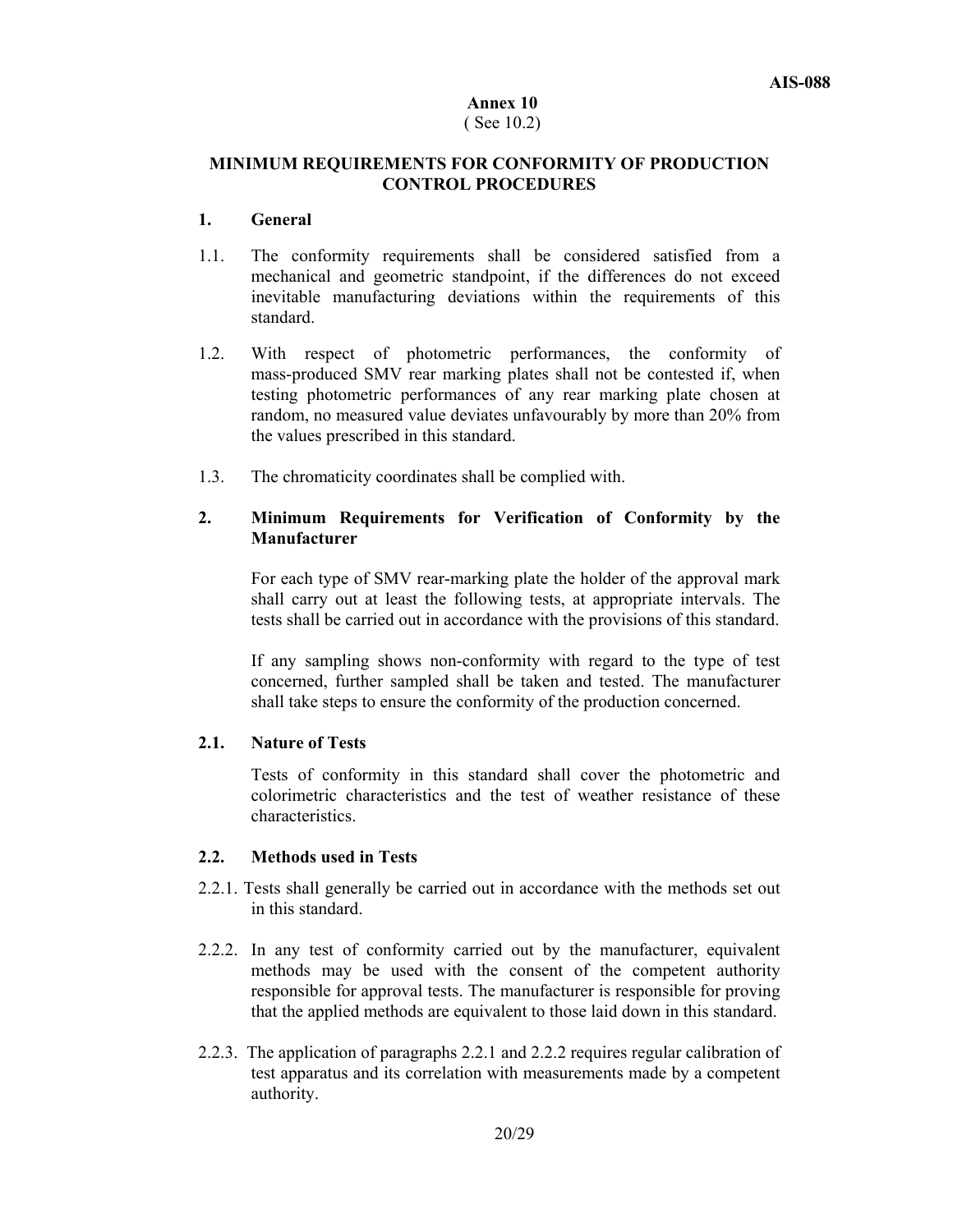# Annex 10

( See 10.2)

## MINIMUM REQUIREMENTS FOR CONFORMITY OF PRODUCTION CONTROL PROCEDURES

### 1. General

1.1. The conformity requirements shall be considered satisfied from a mechanical and geometric standpoint, if the differences do not exceed inevitable manufacturing deviations within the requirements of this standard.

1.2. With respect of photometric performances, the conformity of mass-produced SMV rear marking plates shall not be contested if, when testing photometric performances of any rear marking plate chosen at random, no measured value deviates unfavourably by more than 20% from the values prescribed in this standard.

1.3. The chromaticity coordinates shall be complied with.

### 2. Minimum Requirements for Verification of Conformity by the Manufacturer

For each type of SMV rear-marking plate the holder of the approval mark shall carry out at least the following tests, at appropriate intervals. The tests shall be carried out in accordance with the provisions of this standard.

If any sampling shows non-conformity with regard to the type of test concerned, further sampled shall be taken and tested. The manufacturer shall take steps to ensure the conformity of the production concerned.

#### 2.1. Nature of Tests

Tests of conformity in this standard shall cover the photometric and colorimetric characteristics and the test of weather resistance of these characteristics.

#### 2.2. Methods used in Tests

2.2.1. Tests shall generally be carried out in accordance with the methods set out in this standard.

2.2.2. In any test of conformity carried out by the manufacturer, equivalent methods may be used with the consent of the competent authority responsible for approval tests. The manufacturer is responsible for proving that the applied methods are equivalent to those laid down in this standard.

2.2.3. The application of paragraphs 2.2.1 and 2.2.2 requires regular calibration of test apparatus and its correlation with measurements made by a competent authority.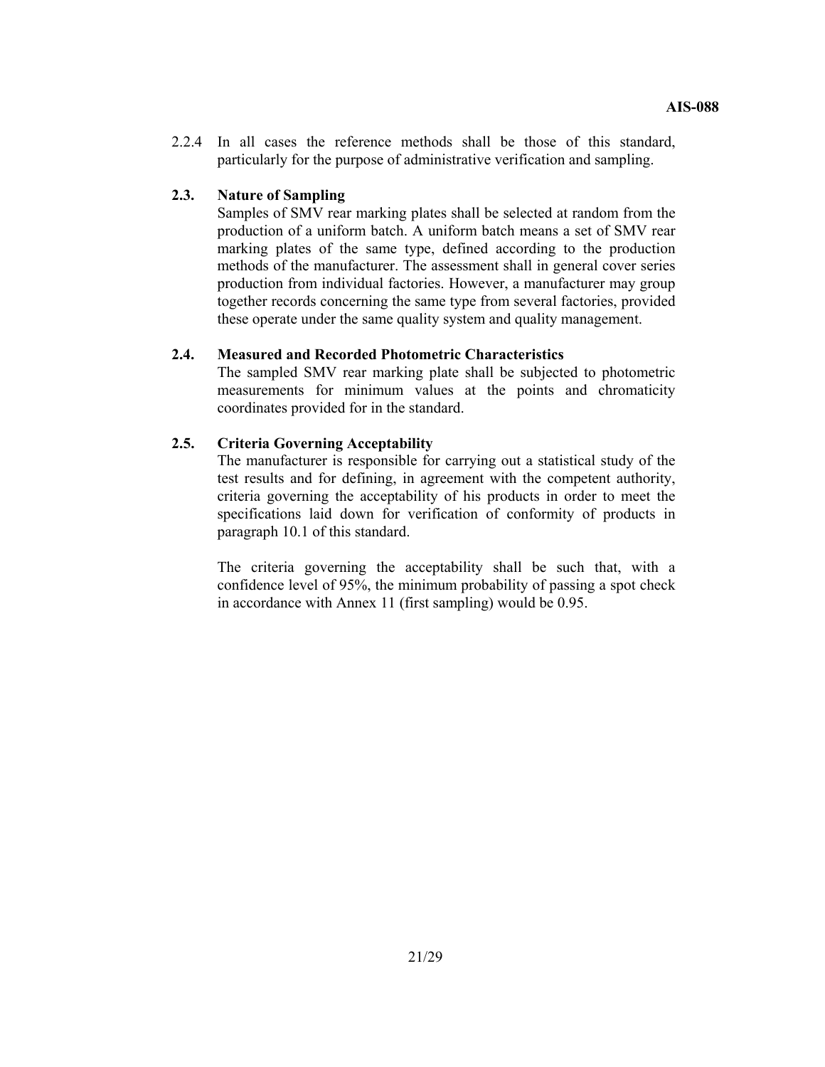2.2.4 In all cases the reference methods shall be those of this standard, particularly for the purpose of administrative verification and sampling.

**2.3. Nature of Sampling**

Samples of SMV rear marking plates shall be selected at random from the production of a uniform batch. A uniform batch means a set of SMV rear marking plates of the same type, defined according to the production methods of the manufacturer. The assessment shall in general cover series production from individual factories. However, a manufacturer may group together records concerning the same type from several factories, provided these operate under the same quality system and quality management.

**2.4. Measured and Recorded Photometric Characteristics**

The sampled SMV rear marking plate shall be subjected to photometric measurements for minimum values at the points and chromaticity coordinates provided for in the standard.

**2.5. Criteria Governing Acceptability**

The manufacturer is responsible for carrying out a statistical study of the test results and for defining, in agreement with the competent authority, criteria governing the acceptability of his products in order to meet the specifications laid down for verification of conformity of products in paragraph 10.1 of this standard.

The criteria governing the acceptability shall be such that, with a confidence level of 95%, the minimum probability of passing a spot check in accordance with Annex 11 (first sampling) would be 0.95.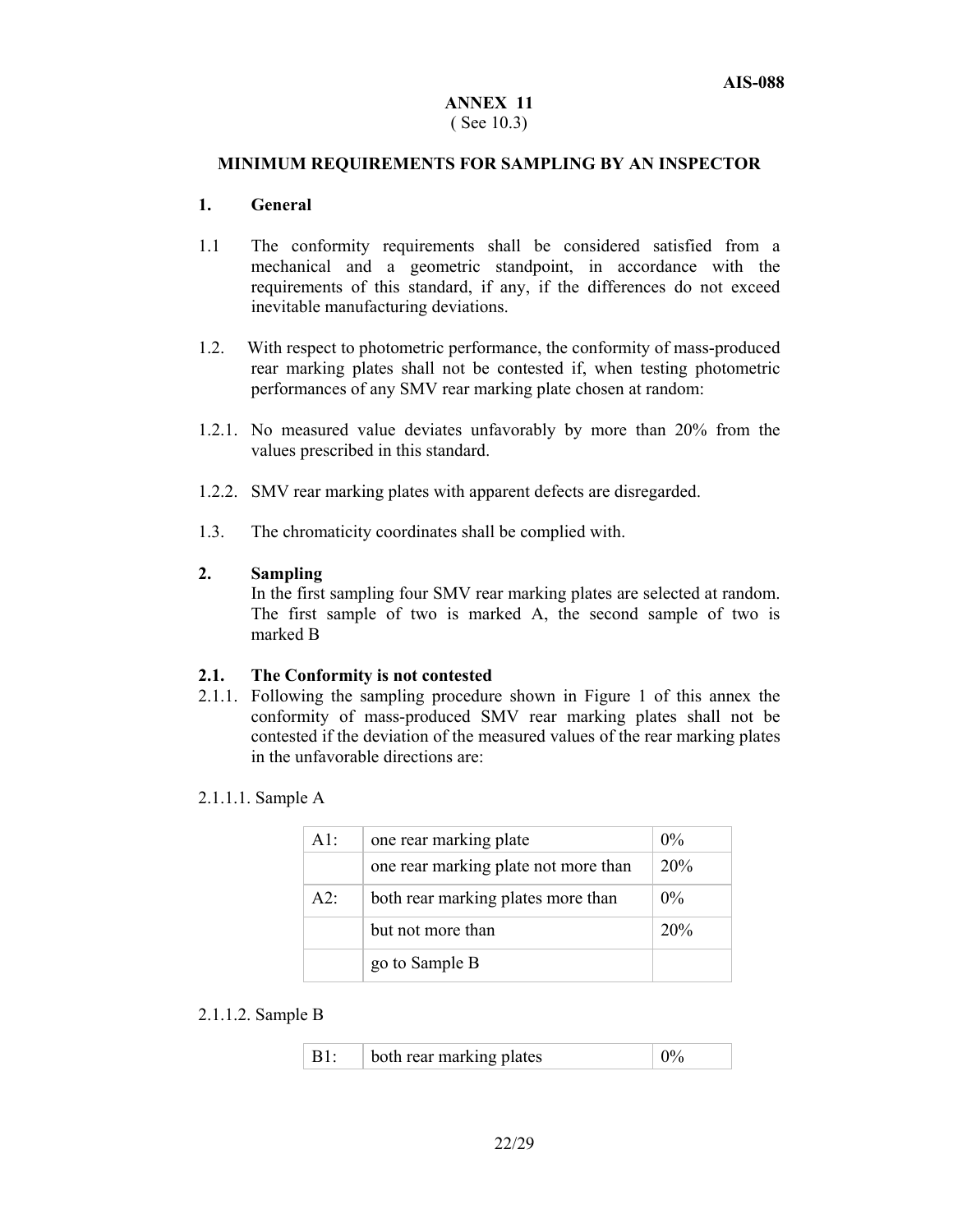# ANNEX 11

( See 10.3)

## MINIMUM REQUIREMENTS FOR SAMPLING BY AN INSPECTOR

### 1. General

1.1 The conformity requirements shall be considered satisfied from a mechanical and a geometric standpoint, in accordance with the requirements of this standard, if any, if the differences do not exceed inevitable manufacturing deviations.

1.2. With respect to photometric performance, the conformity of mass-produced rear marking plates shall not be contested if, when testing photometric performances of any SMV rear marking plate chosen at random:

1.2.1. No measured value deviates unfavorably by more than 20% from the values prescribed in this standard.

1.2.2. SMV rear marking plates with apparent defects are disregarded.

1.3. The chromaticity coordinates shall be complied with.

### 2. Sampling

In the first sampling four SMV rear marking plates are selected at random. The first sample of two is marked A, the second sample of two is marked B

### 2.1. The Conformity is not contested

2.1.1. Following the sampling procedure shown in Figure 1 of this annex the conformity of mass-produced SMV rear marking plates shall not be contested if the deviation of the measured values of the rear marking plates in the unfavorable directions are:

2.1.1.1. Sample A

| | | |
|---|---|---|
| A1: | one rear marking plate | 0% |
| | one rear marking plate not more than | 20% |
| A2: | both rear marking plates more than | 0% |
| | but not more than | 20% |
| | go to Sample B | |

2.1.1.2. Sample B

| | | |
|---|---|---|
| B1: | both rear marking plates | 0% |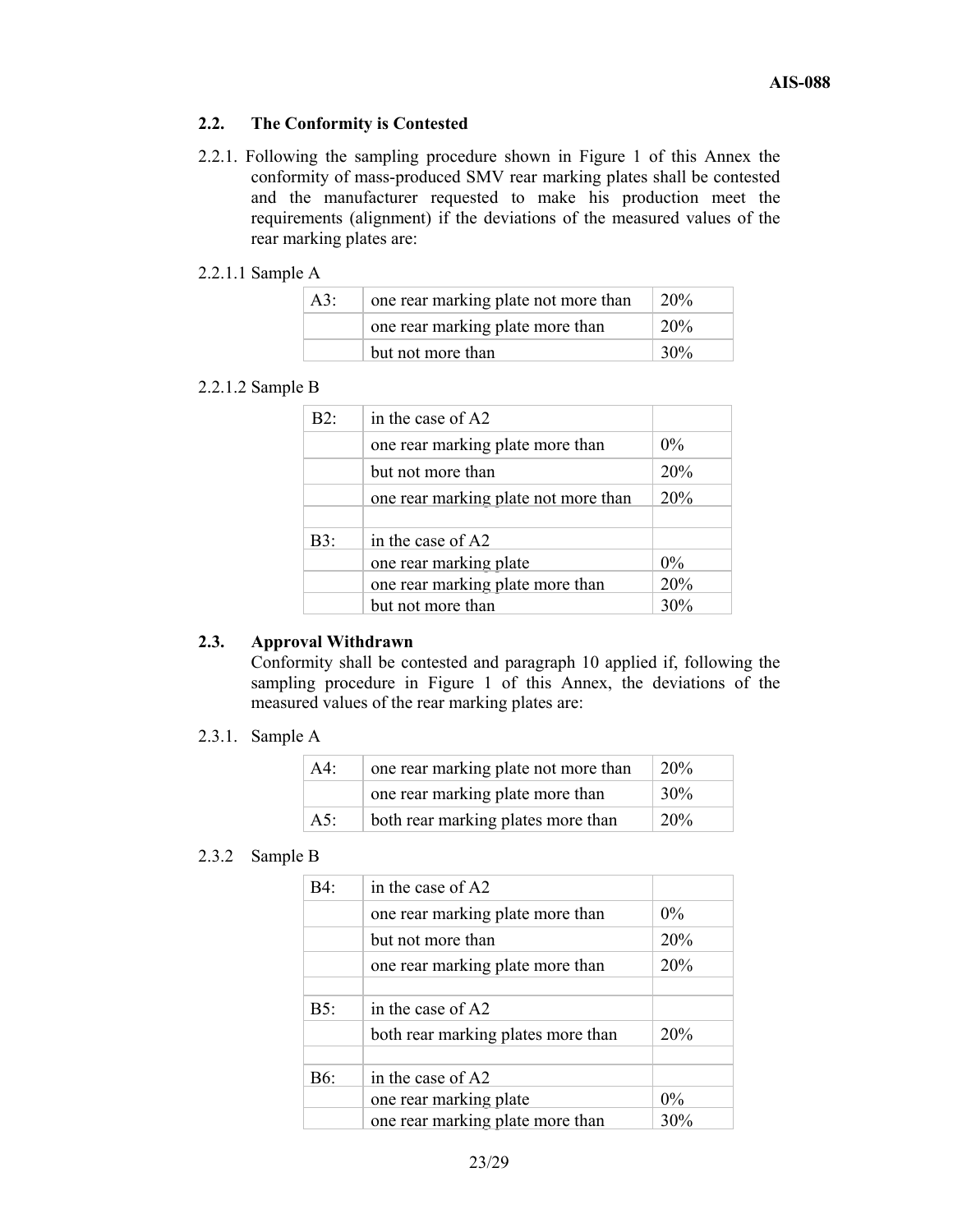### 2.2. The Conformity is Contested

2.2.1. Following the sampling procedure shown in Figure 1 of this Annex the conformity of mass-produced SMV rear marking plates shall be contested and the manufacturer requested to make his production meet the requirements (alignment) if the deviations of the measured values of the rear marking plates are:

2.2.1.1 Sample A

| | | |
|---|---|---|
| A3: | one rear marking plate not more than | 20% |
| | one rear marking plate more than | 20% |
| | but not more than | 30% |

2.2.1.2 Sample B

| | | |
|---|---|---|
| B2: | in the case of A2 | |
| | one rear marking plate more than | 0% |
| | but not more than | 20% |
| | one rear marking plate not more than | 20% |
| | | |
| B3: | in the case of A2 | |
| | one rear marking plate | 0% |
| | one rear marking plate more than | 20% |
| | but not more than | 30% |

### 2.3. Approval Withdrawn

Conformity shall be contested and paragraph 10 applied if, following the sampling procedure in Figure 1 of this Annex, the deviations of the measured values of the rear marking plates are:

2.3.1. Sample A

| | | |
|---|---|---|
| A4: | one rear marking plate not more than | 20% |
| | one rear marking plate more than | 30% |
| A5: | both rear marking plates more than | 20% |

2.3.2 Sample B

| | | |
|---|---|---|
| B4: | in the case of A2 | |
| | one rear marking plate more than | 0% |
| | but not more than | 20% |
| | one rear marking plate more than | 20% |
| | | |
| B5: | in the case of A2 | |
| | both rear marking plates more than | 20% |
| | | |
| B6: | in the case of A2 | |
| | one rear marking plate | 0% |
| | one rear marking plate more than | 30% |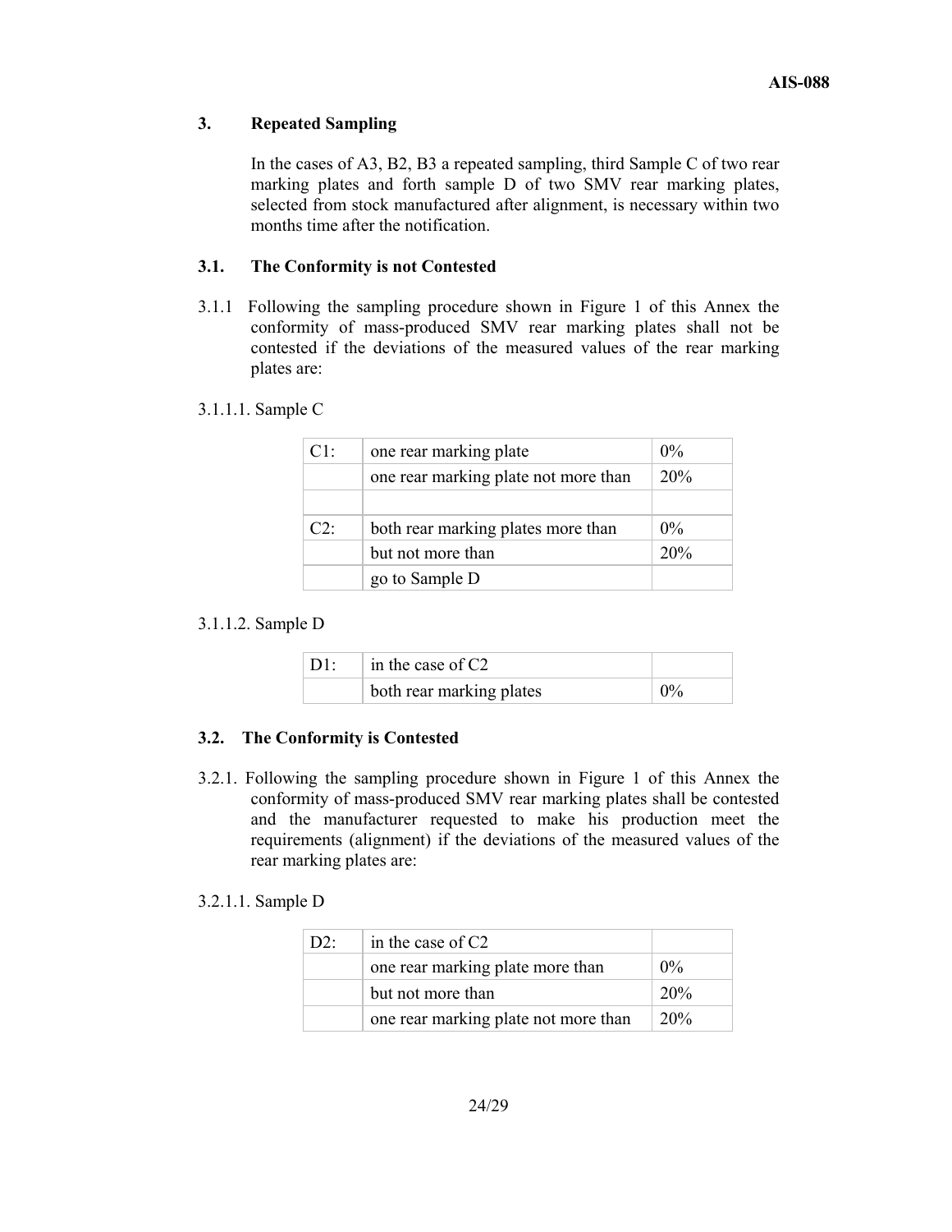## 3. Repeated Sampling

In the cases of A3, B2, B3 a repeated sampling, third Sample C of two rear marking plates and forth sample D of two SMV rear marking plates, selected from stock manufactured after alignment, is necessary within two months time after the notification.

### 3.1. The Conformity is not Contested

3.1.1 Following the sampling procedure shown in Figure 1 of this Annex the conformity of mass-produced SMV rear marking plates shall not be contested if the deviations of the measured values of the rear marking plates are:

3.1.1.1. Sample C

| | | |
|---|---|---|
| C1: | one rear marking plate | 0% |
| | one rear marking plate not more than | 20% |
| | | |
| C2: | both rear marking plates more than | 0% |
| | but not more than | 20% |
| | go to Sample D | |

3.1.1.2. Sample D

| | | |
|---|---|---|
| D1: | in the case of C2 | |
| | both rear marking plates | 0% |

### 3.2. The Conformity is Contested

3.2.1. Following the sampling procedure shown in Figure 1 of this Annex the conformity of mass-produced SMV rear marking plates shall be contested and the manufacturer requested to make his production meet the requirements (alignment) if the deviations of the measured values of the rear marking plates are:

3.2.1.1. Sample D

| | | |
|---|---|---|
| D2: | in the case of C2 | |
| | one rear marking plate more than | 0% |
| | but not more than | 20% |
| | one rear marking plate not more than | 20% |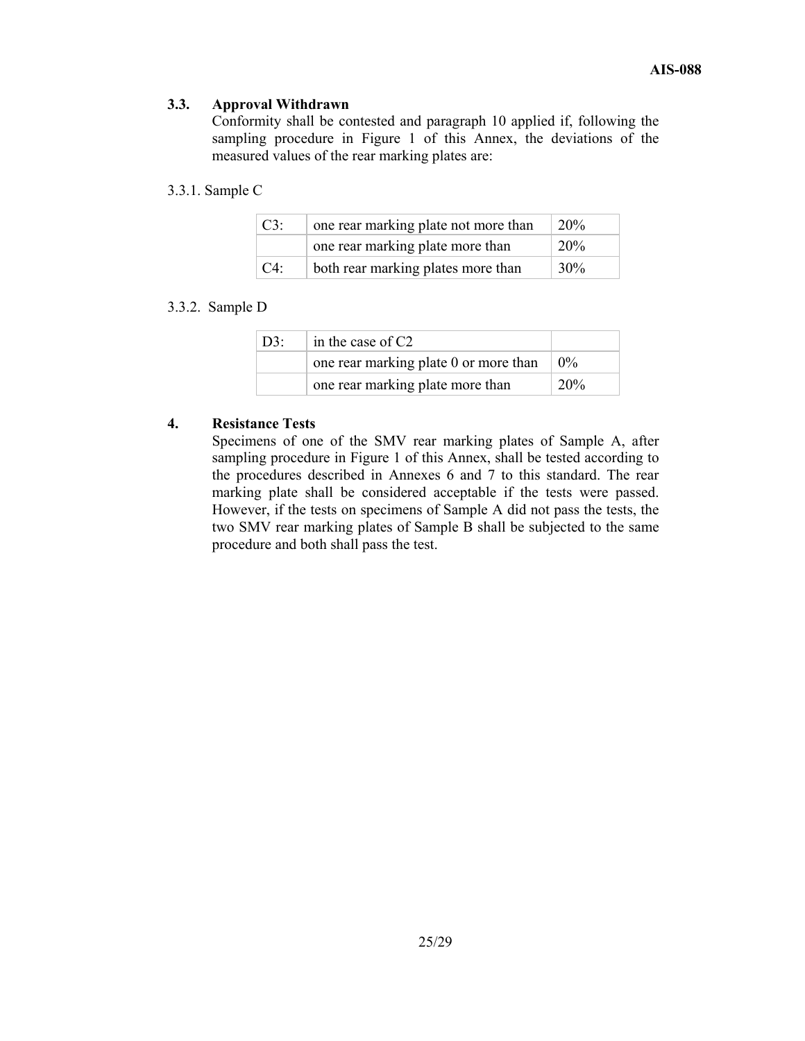### 3.3. Approval Withdrawn

Conformity shall be contested and paragraph 10 applied if, following the sampling procedure in Figure 1 of this Annex, the deviations of the measured values of the rear marking plates are:

3.3.1. Sample C

| C3: | one rear marking plate not more than | 20% |
|---|---|---|
| | one rear marking plate more than | 20% |
| C4: | both rear marking plates more than | 30% |

3.3.2. Sample D

| D3: | in the case of C2 | |
|---|---|---|
| | one rear marking plate 0 or more than | 0% |
| | one rear marking plate more than | 20% |

## 4. Resistance Tests

Specimens of one of the SMV rear marking plates of Sample A, after sampling procedure in Figure 1 of this Annex, shall be tested according to the procedures described in Annexes 6 and 7 to this standard. The rear marking plate shall be considered acceptable if the tests were passed. However, if the tests on specimens of Sample A did not pass the tests, the two SMV rear marking plates of Sample B shall be subjected to the same procedure and both shall pass the test.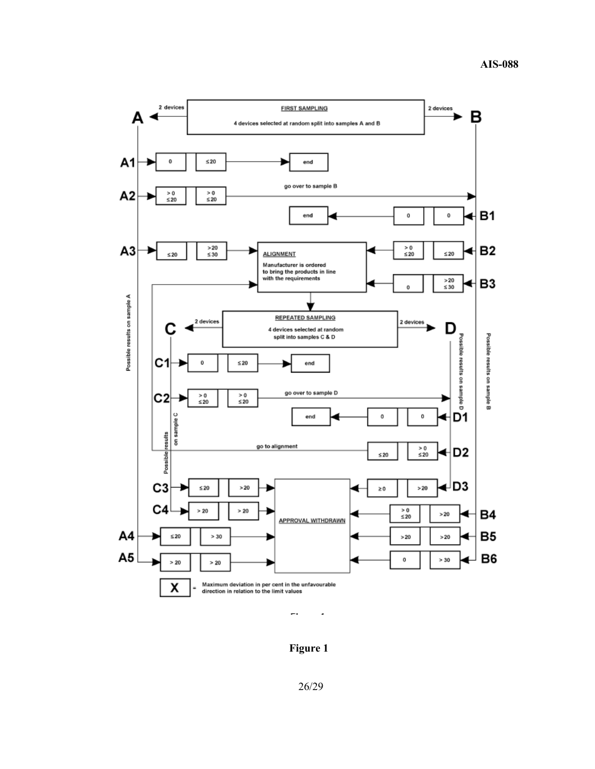**FIRST SAMPLING**

4 devices selected at random split into samples A and B

A ← 2 devices | 2 devices → B

Possible results on sample A:

- **A1**: 0 | ≤ 20 → end
- **A2**: > 0 ≤ 20 | > 0 ≤ 20 → go over to sample B
- **A3**: ≤ 20 | > 20 ≤ 30 → ALIGNMENT
- **A4**: ≤ 20 | > 30 → APPROVAL WITHDRAWN
- **A5**: > 20 | > 20 → APPROVAL WITHDRAWN

Possible results on sample B:

- **B1**: 0 | 0 → end
- **B2**: > 0 ≤ 20 | ≤ 20 → ALIGNMENT
- **B3**: 0 | > 20 ≤ 30 → ALIGNMENT
- **B4**: > 0 ≤ 20 | > 20 → APPROVAL WITHDRAWN
- **B5**: > 20 | > 20 → APPROVAL WITHDRAWN
- **B6**: 0 | > 30 → APPROVAL WITHDRAWN

**ALIGNMENT**

Manufacturer is ordered to bring the products in line with the requirements

↓

**REPEATED SAMPLING**

4 devices selected at random split into samples C & D

C ← 2 devices | 2 devices → D

Possible results on sample C:

- **C1**: 0 | ≤ 20 → end
- **C2**: > 0 ≤ 20 | > 0 ≤ 20 → go over to sample D
- **C3**: ≤ 20 | > 20 → APPROVAL WITHDRAWN
- **C4**: > 20 | > 20 → APPROVAL WITHDRAWN

Possible results on sample D:

- **D1**: 0 | 0 → end
- **D2**: ≤ 20 | > 0 ≤ 20 → go to alignment
- **D3**: ≥ 0 | > 20 → APPROVAL WITHDRAWN

**X** = Maximum deviation in per cent in the unfavourable direction in relation to the limit values

Figure 1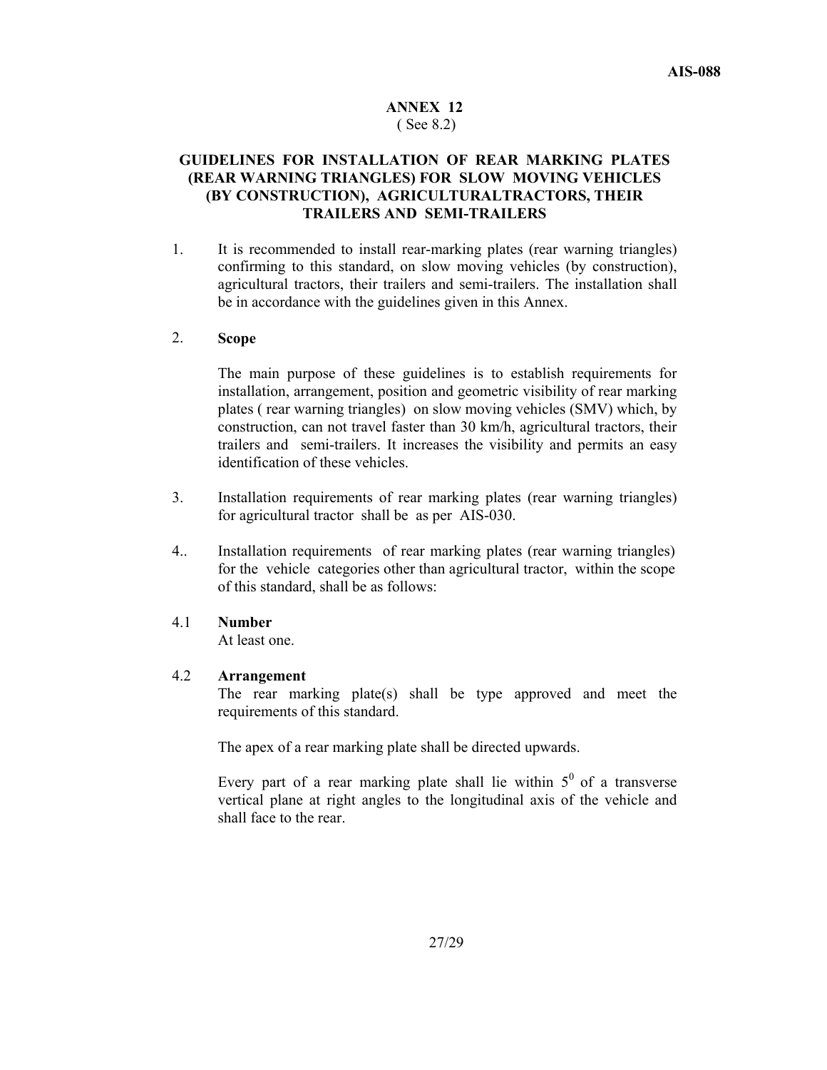## ANNEX 12
( See 8.2)

### GUIDELINES FOR INSTALLATION OF REAR MARKING PLATES (REAR WARNING TRIANGLES) FOR SLOW MOVING VEHICLES (BY CONSTRUCTION), AGRICULTURALTRACTORS, THEIR TRAILERS AND SEMI-TRAILERS

1. It is recommended to install rear-marking plates (rear warning triangles) confirming to this standard, on slow moving vehicles (by construction), agricultural tractors, their trailers and semi-trailers. The installation shall be in accordance with the guidelines given in this Annex.

2. **Scope**

   The main purpose of these guidelines is to establish requirements for installation, arrangement, position and geometric visibility of rear marking plates ( rear warning triangles) on slow moving vehicles (SMV) which, by construction, can not travel faster than 30 km/h, agricultural tractors, their trailers and semi-trailers. It increases the visibility and permits an easy identification of these vehicles.

3. Installation requirements of rear marking plates (rear warning triangles) for agricultural tractor shall be as per AIS-030.

4.. Installation requirements of rear marking plates (rear warning triangles) for the vehicle categories other than agricultural tractor, within the scope of this standard, shall be as follows:

4.1 **Number**

At least one.

4.2 **Arrangement**

The rear marking plate(s) shall be type approved and meet the requirements of this standard.

The apex of a rear marking plate shall be directed upwards.

Every part of a rear marking plate shall lie within $5^0$ of a transverse vertical plane at right angles to the longitudinal axis of the vehicle and shall face to the rear.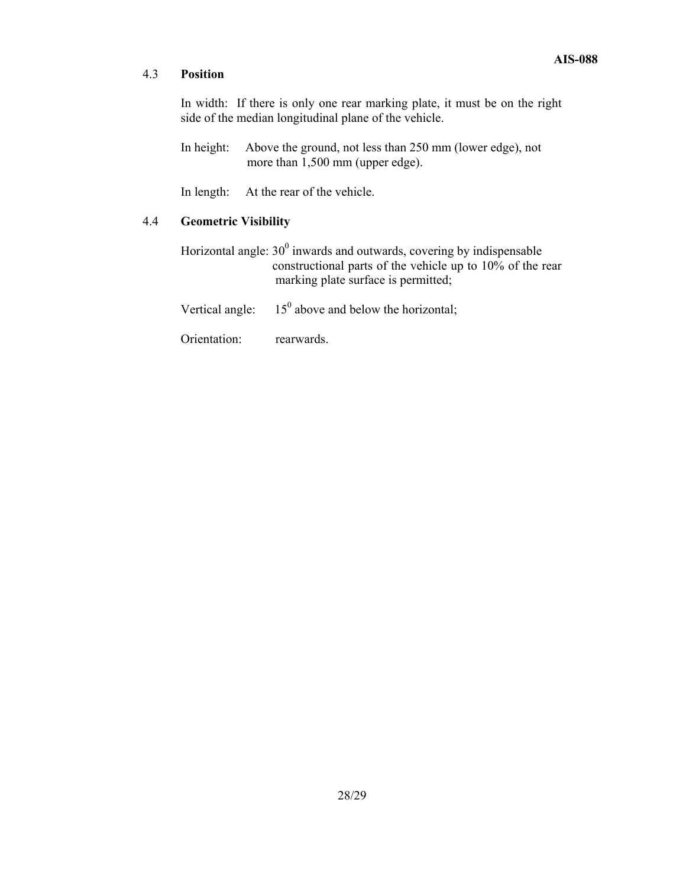### 4.3 **Position**

In width: If there is only one rear marking plate, it must be on the right side of the median longitudinal plane of the vehicle.

In height: Above the ground, not less than 250 mm (lower edge), not more than 1,500 mm (upper edge).

In length: At the rear of the vehicle.

### 4.4 **Geometric Visibility**

Horizontal angle: $30^0$ inwards and outwards, covering by indispensable constructional parts of the vehicle up to 10% of the rear marking plate surface is permitted;

Vertical angle: $15^0$ above and below the horizontal;

Orientation: rearwards.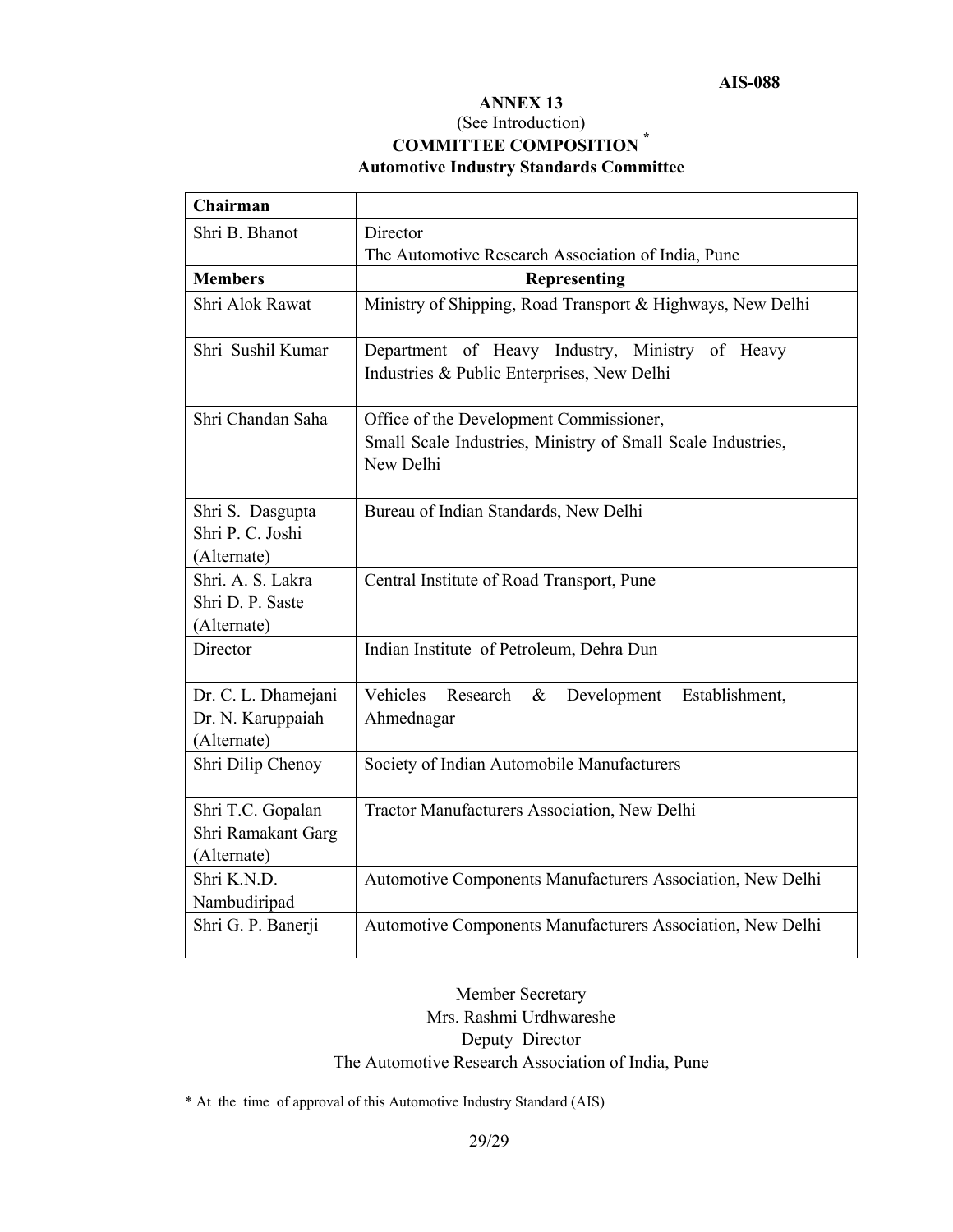## ANNEX 13

(See Introduction)

### COMMITTEE COMPOSITION *

### Automotive Industry Standards Committee

| **Chairman** | |
|---|---|
| Shri B. Bhanot | Director<br>The Automotive Research Association of India, Pune |
| **Members** | **Representing** |
| Shri Alok Rawat | Ministry of Shipping, Road Transport & Highways, New Delhi |
| Shri Sushil Kumar | Department of Heavy Industry, Ministry of Heavy Industries & Public Enterprises, New Delhi |
| Shri Chandan Saha | Office of the Development Commissioner,<br>Small Scale Industries, Ministry of Small Scale Industries, New Delhi |
| Shri S. Dasgupta<br>Shri P. C. Joshi (Alternate) | Bureau of Indian Standards, New Delhi |
| Shri. A. S. Lakra<br>Shri D. P. Saste (Alternate) | Central Institute of Road Transport, Pune |
| Director | Indian Institute of Petroleum, Dehra Dun |
| Dr. C. L. Dhamejani<br>Dr. N. Karuppaiah (Alternate) | Vehicles Research & Development Establishment, Ahmednagar |
| Shri Dilip Chenoy | Society of Indian Automobile Manufacturers |
| Shri T.C. Gopalan<br>Shri Ramakant Garg (Alternate) | Tractor Manufacturers Association, New Delhi |
| Shri K.N.D. Nambudiripad | Automotive Components Manufacturers Association, New Delhi |
| Shri G. P. Banerji | Automotive Components Manufacturers Association, New Delhi |

Member Secretary
Mrs. Rashmi Urdhwareshe
Deputy Director
The Automotive Research Association of India, Pune

* At the time of approval of this Automotive Industry Standard (AIS)